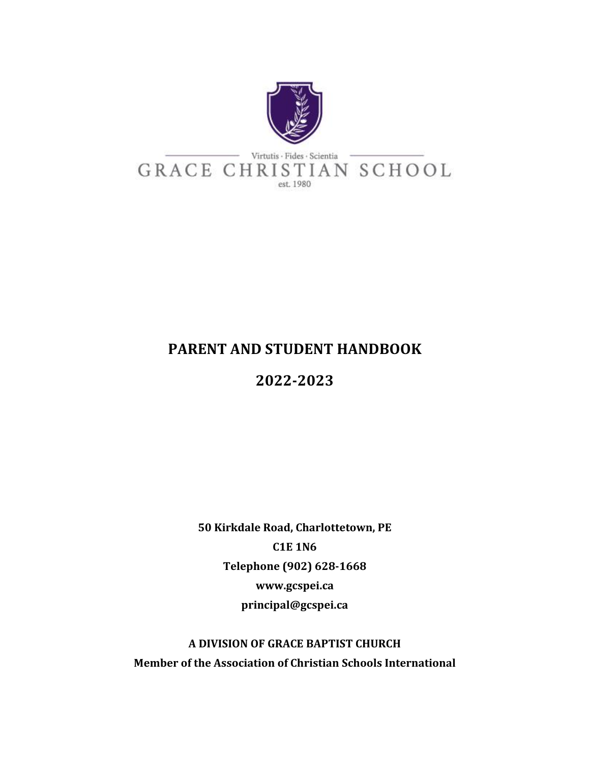Virtutis · Fides · Scientia

GRACE CHRISTIAN SCHOOL

est. 1980

# PARENT AND STUDENT HANDBOOK

# 2022-2023

**50 Kirkdale Road, Charlottetown, PE**

**C1E 1N6**

**Telephone (902) 628-1668**

**www.gcspei.ca**

**principal@gcspei.ca**

**A DIVISION OF GRACE BAPTIST CHURCH**

**Member of the Association of Christian Schools International**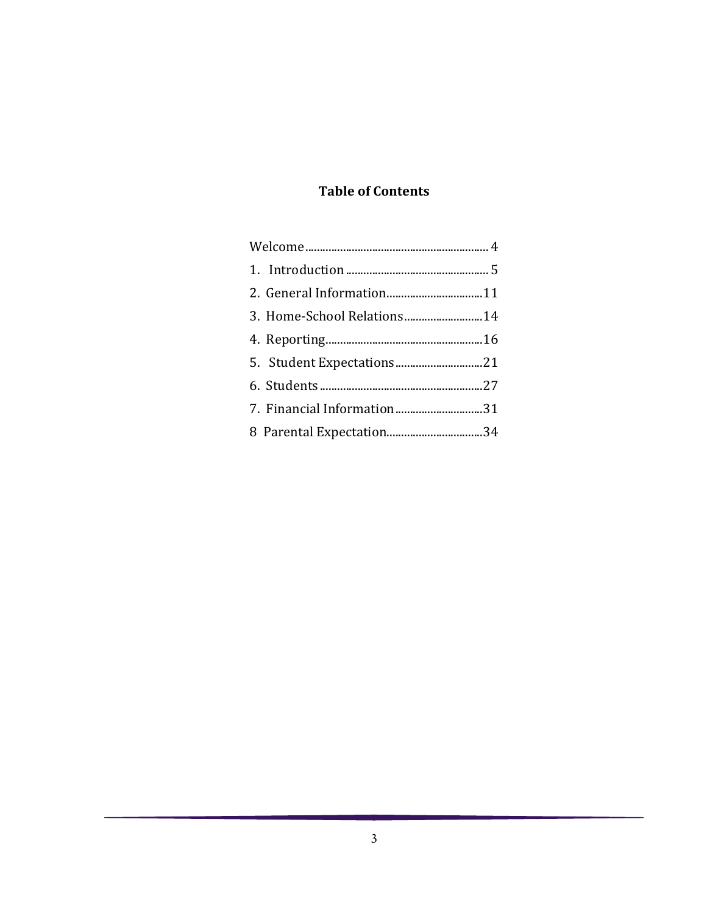## Table of Contents

Welcome ........................................................................ 4

1. Introduction ................................................................ 5

2. General Information ........................................................ 11

3. Home-School Relations ...................................................... 14

4. Reporting ................................................................... 16

5. Student Expectations ....................................................... 21

6. Students .................................................................... 27

7. Financial Information ...................................................... 31

8 Parental Expectation ......................................................... 34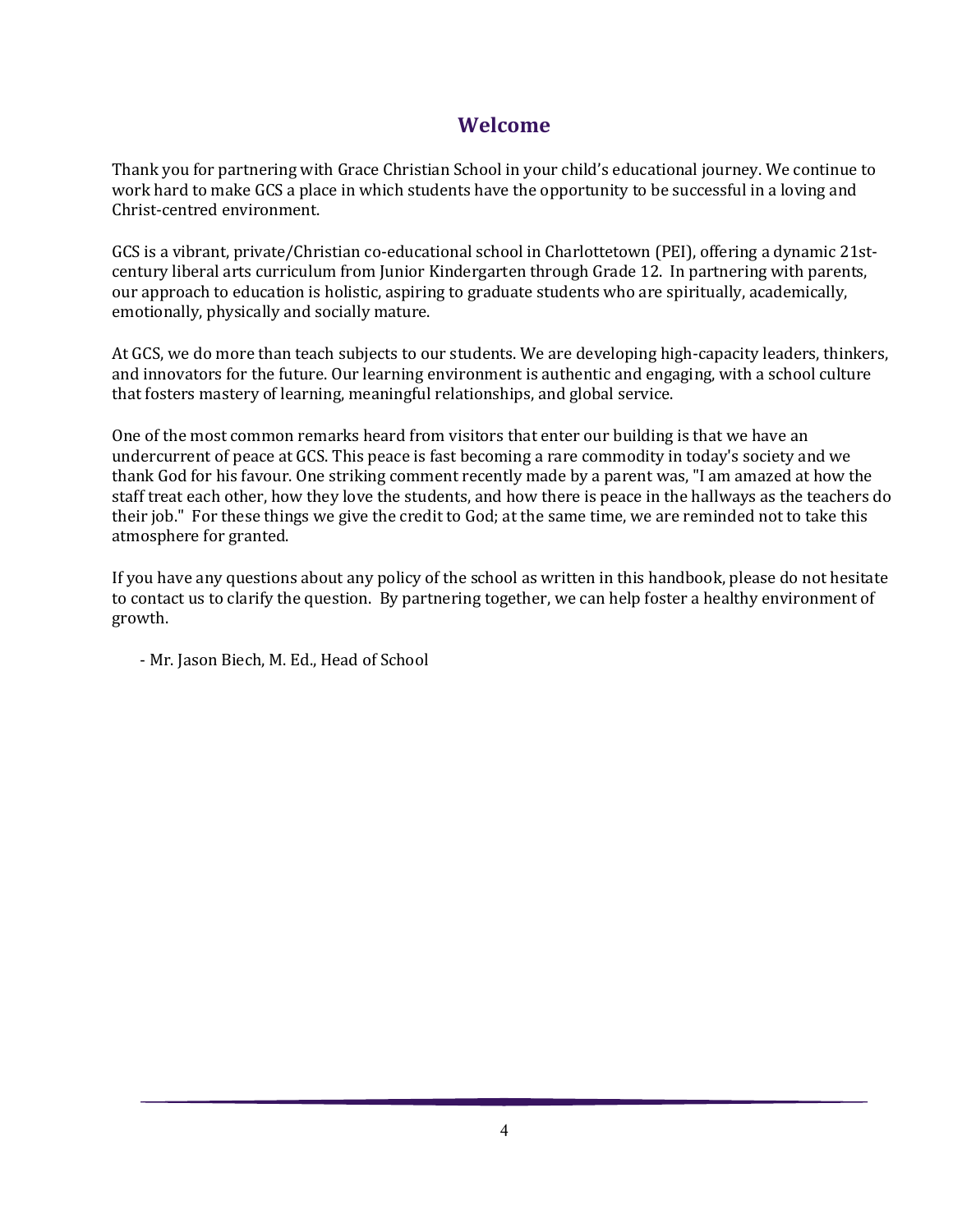# Welcome

Thank you for partnering with Grace Christian School in your child's educational journey. We continue to work hard to make GCS a place in which students have the opportunity to be successful in a loving and Christ-centred environment.

GCS is a vibrant, private/Christian co-educational school in Charlottetown (PEI), offering a dynamic 21st-century liberal arts curriculum from Junior Kindergarten through Grade 12. In partnering with parents, our approach to education is holistic, aspiring to graduate students who are spiritually, academically, emotionally, physically and socially mature.

At GCS, we do more than teach subjects to our students. We are developing high-capacity leaders, thinkers, and innovators for the future. Our learning environment is authentic and engaging, with a school culture that fosters mastery of learning, meaningful relationships, and global service.

One of the most common remarks heard from visitors that enter our building is that we have an undercurrent of peace at GCS. This peace is fast becoming a rare commodity in today's society and we thank God for his favour. One striking comment recently made by a parent was, "I am amazed at how the staff treat each other, how they love the students, and how there is peace in the hallways as the teachers do their job." For these things we give the credit to God; at the same time, we are reminded not to take this atmosphere for granted.

If you have any questions about any policy of the school as written in this handbook, please do not hesitate to contact us to clarify the question. By partnering together, we can help foster a healthy environment of growth.

- Mr. Jason Biech, M. Ed., Head of School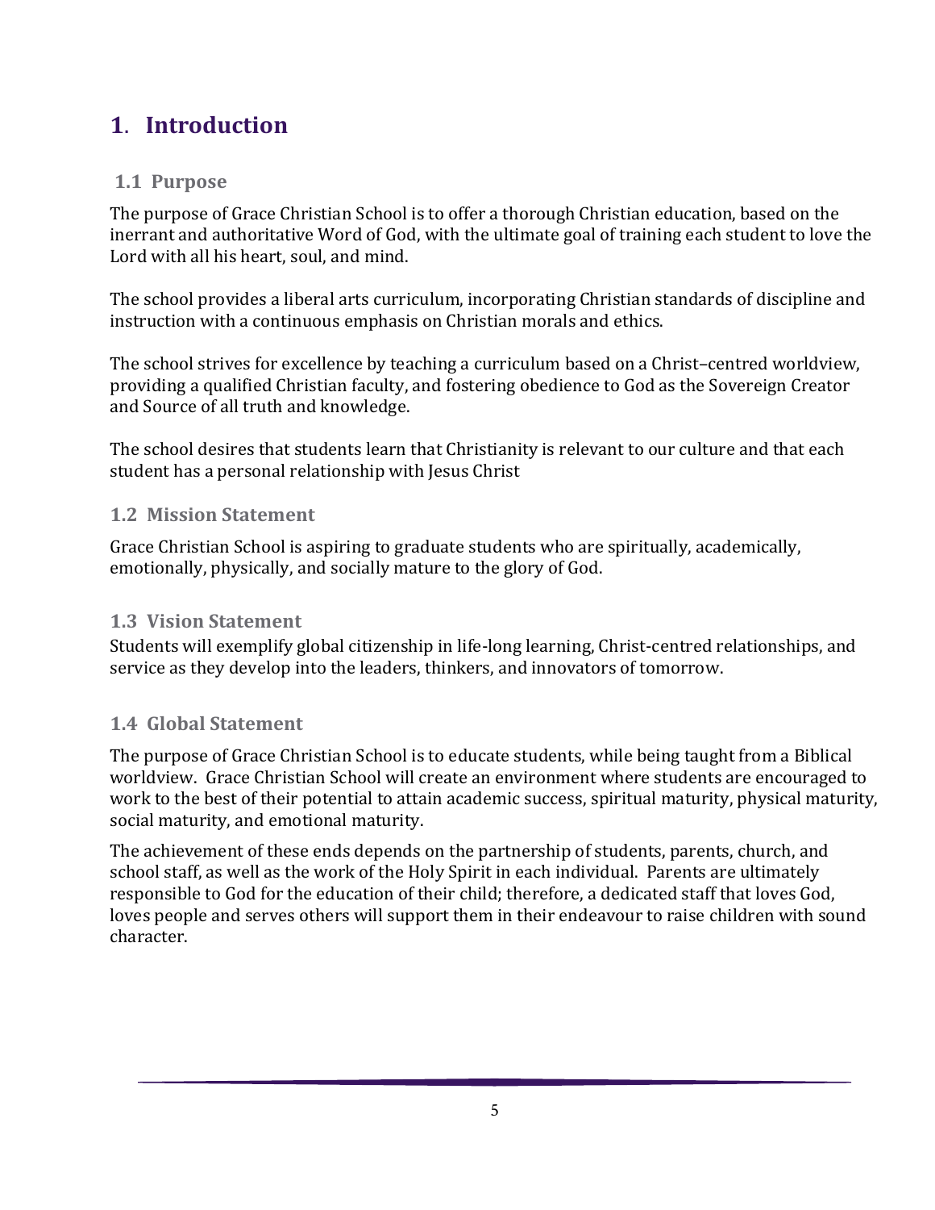# 1. Introduction

## 1.1 Purpose

The purpose of Grace Christian School is to offer a thorough Christian education, based on the inerrant and authoritative Word of God, with the ultimate goal of training each student to love the Lord with all his heart, soul, and mind.

The school provides a liberal arts curriculum, incorporating Christian standards of discipline and instruction with a continuous emphasis on Christian morals and ethics.

The school strives for excellence by teaching a curriculum based on a Christ–centred worldview, providing a qualified Christian faculty, and fostering obedience to God as the Sovereign Creator and Source of all truth and knowledge.

The school desires that students learn that Christianity is relevant to our culture and that each student has a personal relationship with Jesus Christ

## 1.2 Mission Statement

Grace Christian School is aspiring to graduate students who are spiritually, academically, emotionally, physically, and socially mature to the glory of God.

## 1.3 Vision Statement

Students will exemplify global citizenship in life-long learning, Christ-centred relationships, and service as they develop into the leaders, thinkers, and innovators of tomorrow.

## 1.4 Global Statement

The purpose of Grace Christian School is to educate students, while being taught from a Biblical worldview. Grace Christian School will create an environment where students are encouraged to work to the best of their potential to attain academic success, spiritual maturity, physical maturity, social maturity, and emotional maturity.

The achievement of these ends depends on the partnership of students, parents, church, and school staff, as well as the work of the Holy Spirit in each individual. Parents are ultimately responsible to God for the education of their child; therefore, a dedicated staff that loves God, loves people and serves others will support them in their endeavour to raise children with sound character.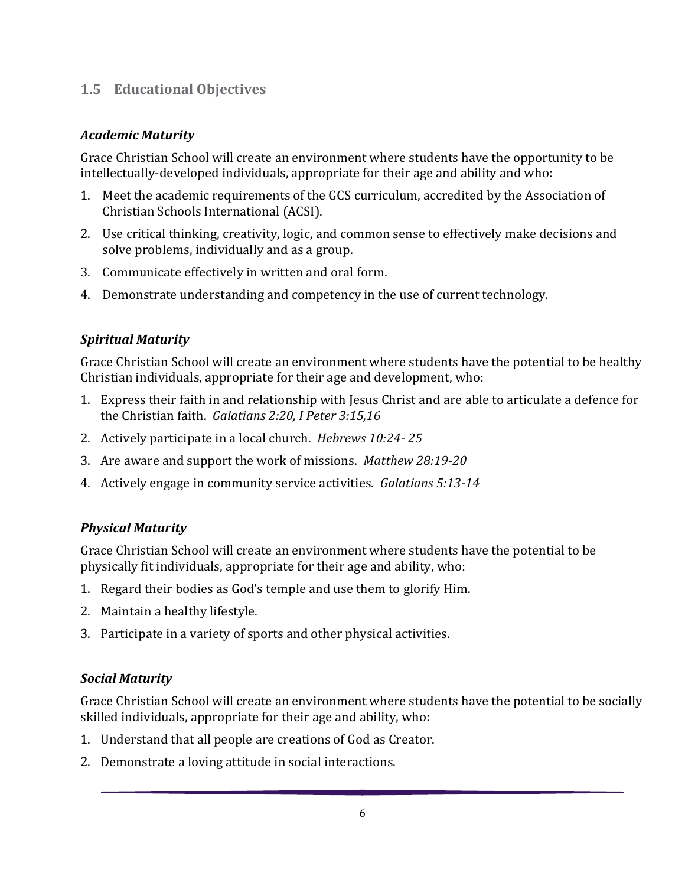## 1.5 Educational Objectives

### *Academic Maturity*

Grace Christian School will create an environment where students have the opportunity to be intellectually-developed individuals, appropriate for their age and ability and who:

1. Meet the academic requirements of the GCS curriculum, accredited by the Association of Christian Schools International (ACSI).
2. Use critical thinking, creativity, logic, and common sense to effectively make decisions and solve problems, individually and as a group.
3. Communicate effectively in written and oral form.
4. Demonstrate understanding and competency in the use of current technology.

### *Spiritual Maturity*

Grace Christian School will create an environment where students have the potential to be healthy Christian individuals, appropriate for their age and development, who:

1. Express their faith in and relationship with Jesus Christ and are able to articulate a defence for the Christian faith. *Galatians 2:20, I Peter 3:15,16*
2. Actively participate in a local church. *Hebrews 10:24- 25*
3. Are aware and support the work of missions. *Matthew 28:19-20*
4. Actively engage in community service activities. *Galatians 5:13-14*

### *Physical Maturity*

Grace Christian School will create an environment where students have the potential to be physically fit individuals, appropriate for their age and ability, who:

1. Regard their bodies as God's temple and use them to glorify Him.
2. Maintain a healthy lifestyle.
3. Participate in a variety of sports and other physical activities.

### *Social Maturity*

Grace Christian School will create an environment where students have the potential to be socially skilled individuals, appropriate for their age and ability, who:

1. Understand that all people are creations of God as Creator.
2. Demonstrate a loving attitude in social interactions.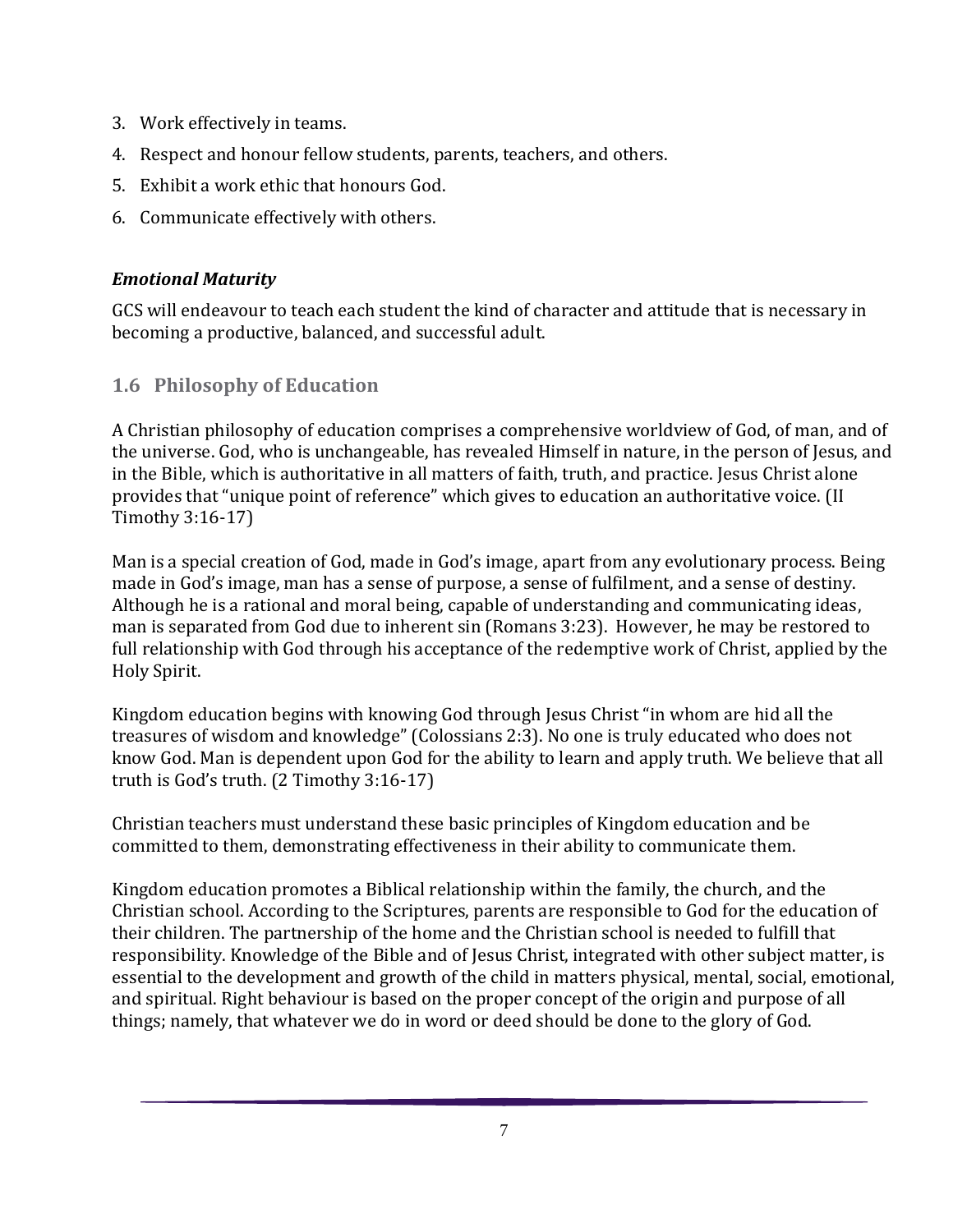3. Work effectively in teams.
4. Respect and honour fellow students, parents, teachers, and others.
5. Exhibit a work ethic that honours God.
6. Communicate effectively with others.

***Emotional Maturity***

GCS will endeavour to teach each student the kind of character and attitude that is necessary in becoming a productive, balanced, and successful adult.

## 1.6 Philosophy of Education

A Christian philosophy of education comprises a comprehensive worldview of God, of man, and of the universe. God, who is unchangeable, has revealed Himself in nature, in the person of Jesus, and in the Bible, which is authoritative in all matters of faith, truth, and practice. Jesus Christ alone provides that "unique point of reference" which gives to education an authoritative voice. (II Timothy 3:16-17)

Man is a special creation of God, made in God's image, apart from any evolutionary process. Being made in God's image, man has a sense of purpose, a sense of fulfilment, and a sense of destiny. Although he is a rational and moral being, capable of understanding and communicating ideas, man is separated from God due to inherent sin (Romans 3:23). However, he may be restored to full relationship with God through his acceptance of the redemptive work of Christ, applied by the Holy Spirit.

Kingdom education begins with knowing God through Jesus Christ "in whom are hid all the treasures of wisdom and knowledge" (Colossians 2:3). No one is truly educated who does not know God. Man is dependent upon God for the ability to learn and apply truth. We believe that all truth is God's truth. (2 Timothy 3:16-17)

Christian teachers must understand these basic principles of Kingdom education and be committed to them, demonstrating effectiveness in their ability to communicate them.

Kingdom education promotes a Biblical relationship within the family, the church, and the Christian school. According to the Scriptures, parents are responsible to God for the education of their children. The partnership of the home and the Christian school is needed to fulfill that responsibility. Knowledge of the Bible and of Jesus Christ, integrated with other subject matter, is essential to the development and growth of the child in matters physical, mental, social, emotional, and spiritual. Right behaviour is based on the proper concept of the origin and purpose of all things; namely, that whatever we do in word or deed should be done to the glory of God.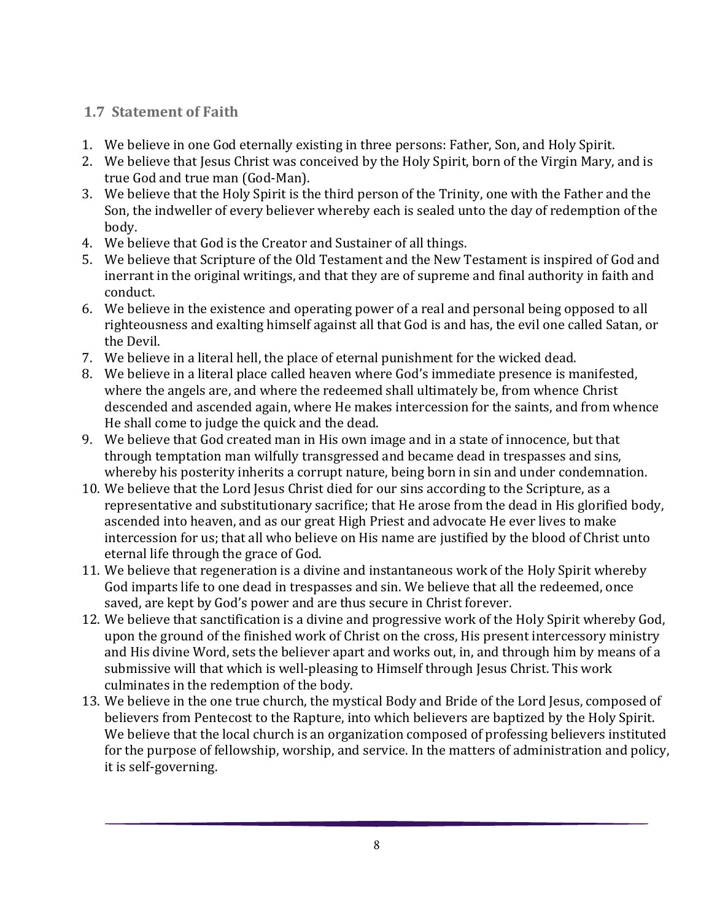## 1.7 Statement of Faith

1. We believe in one God eternally existing in three persons: Father, Son, and Holy Spirit.
2. We believe that Jesus Christ was conceived by the Holy Spirit, born of the Virgin Mary, and is true God and true man (God-Man).
3. We believe that the Holy Spirit is the third person of the Trinity, one with the Father and the Son, the indweller of every believer whereby each is sealed unto the day of redemption of the body.
4. We believe that God is the Creator and Sustainer of all things.
5. We believe that Scripture of the Old Testament and the New Testament is inspired of God and inerrant in the original writings, and that they are of supreme and final authority in faith and conduct.
6. We believe in the existence and operating power of a real and personal being opposed to all righteousness and exalting himself against all that God is and has, the evil one called Satan, or the Devil.
7. We believe in a literal hell, the place of eternal punishment for the wicked dead.
8. We believe in a literal place called heaven where God's immediate presence is manifested, where the angels are, and where the redeemed shall ultimately be, from whence Christ descended and ascended again, where He makes intercession for the saints, and from whence He shall come to judge the quick and the dead.
9. We believe that God created man in His own image and in a state of innocence, but that through temptation man wilfully transgressed and became dead in trespasses and sins, whereby his posterity inherits a corrupt nature, being born in sin and under condemnation.
10. We believe that the Lord Jesus Christ died for our sins according to the Scripture, as a representative and substitutionary sacrifice; that He arose from the dead in His glorified body, ascended into heaven, and as our great High Priest and advocate He ever lives to make intercession for us; that all who believe on His name are justified by the blood of Christ unto eternal life through the grace of God.
11. We believe that regeneration is a divine and instantaneous work of the Holy Spirit whereby God imparts life to one dead in trespasses and sin. We believe that all the redeemed, once saved, are kept by God's power and are thus secure in Christ forever.
12. We believe that sanctification is a divine and progressive work of the Holy Spirit whereby God, upon the ground of the finished work of Christ on the cross, His present intercessory ministry and His divine Word, sets the believer apart and works out, in, and through him by means of a submissive will that which is well-pleasing to Himself through Jesus Christ. This work culminates in the redemption of the body.
13. We believe in the one true church, the mystical Body and Bride of the Lord Jesus, composed of believers from Pentecost to the Rapture, into which believers are baptized by the Holy Spirit. We believe that the local church is an organization composed of professing believers instituted for the purpose of fellowship, worship, and service. In the matters of administration and policy, it is self-governing.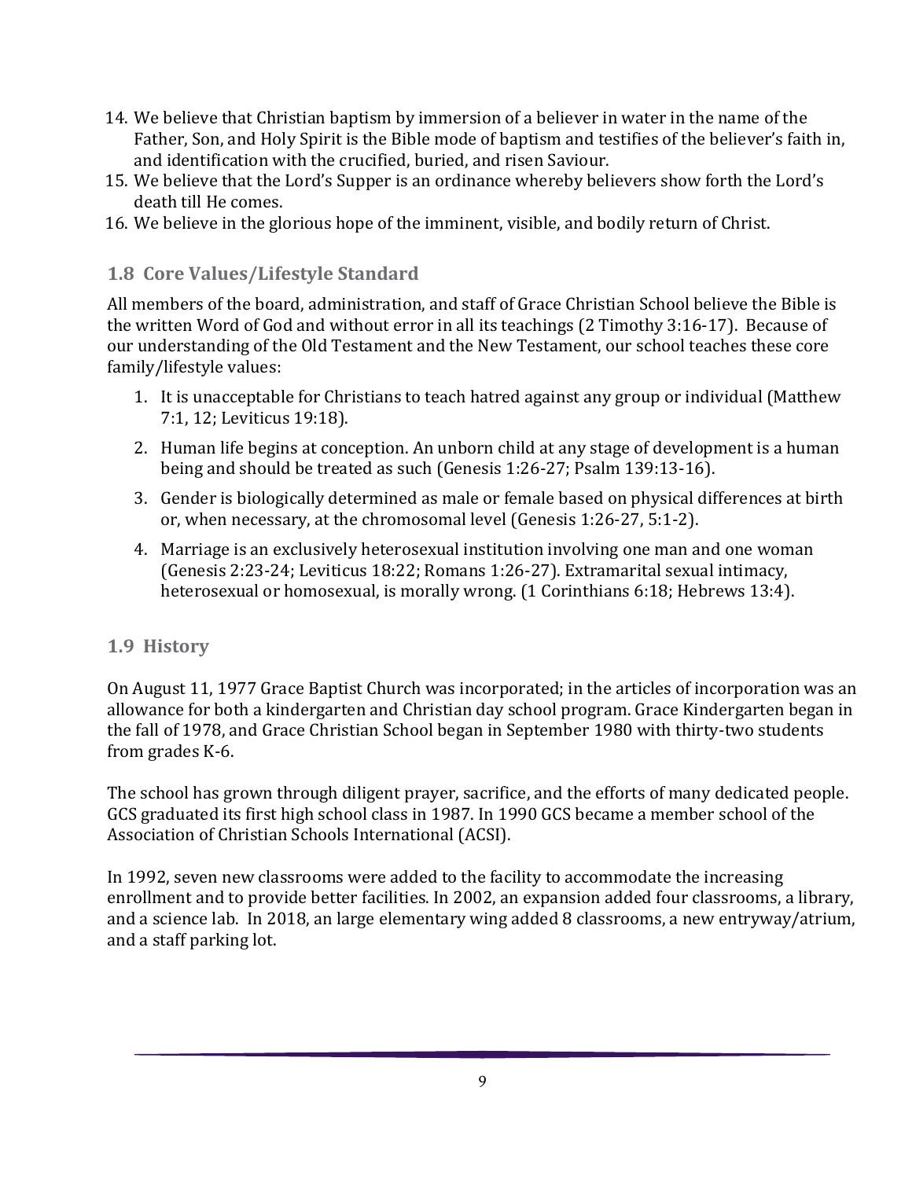14. We believe that Christian baptism by immersion of a believer in water in the name of the Father, Son, and Holy Spirit is the Bible mode of baptism and testifies of the believer's faith in, and identification with the crucified, buried, and risen Saviour.
15. We believe that the Lord's Supper is an ordinance whereby believers show forth the Lord's death till He comes.
16. We believe in the glorious hope of the imminent, visible, and bodily return of Christ.

### 1.8 Core Values/Lifestyle Standard

All members of the board, administration, and staff of Grace Christian School believe the Bible is the written Word of God and without error in all its teachings (2 Timothy 3:16-17). Because of our understanding of the Old Testament and the New Testament, our school teaches these core family/lifestyle values:

1. It is unacceptable for Christians to teach hatred against any group or individual (Matthew 7:1, 12; Leviticus 19:18).
2. Human life begins at conception. An unborn child at any stage of development is a human being and should be treated as such (Genesis 1:26-27; Psalm 139:13-16).
3. Gender is biologically determined as male or female based on physical differences at birth or, when necessary, at the chromosomal level (Genesis 1:26-27, 5:1-2).
4. Marriage is an exclusively heterosexual institution involving one man and one woman (Genesis 2:23-24; Leviticus 18:22; Romans 1:26-27). Extramarital sexual intimacy, heterosexual or homosexual, is morally wrong. (1 Corinthians 6:18; Hebrews 13:4).

### 1.9 History

On August 11, 1977 Grace Baptist Church was incorporated; in the articles of incorporation was an allowance for both a kindergarten and Christian day school program. Grace Kindergarten began in the fall of 1978, and Grace Christian School began in September 1980 with thirty-two students from grades K-6.

The school has grown through diligent prayer, sacrifice, and the efforts of many dedicated people. GCS graduated its first high school class in 1987. In 1990 GCS became a member school of the Association of Christian Schools International (ACSI).

In 1992, seven new classrooms were added to the facility to accommodate the increasing enrollment and to provide better facilities. In 2002, an expansion added four classrooms, a library, and a science lab. In 2018, an large elementary wing added 8 classrooms, a new entryway/atrium, and a staff parking lot.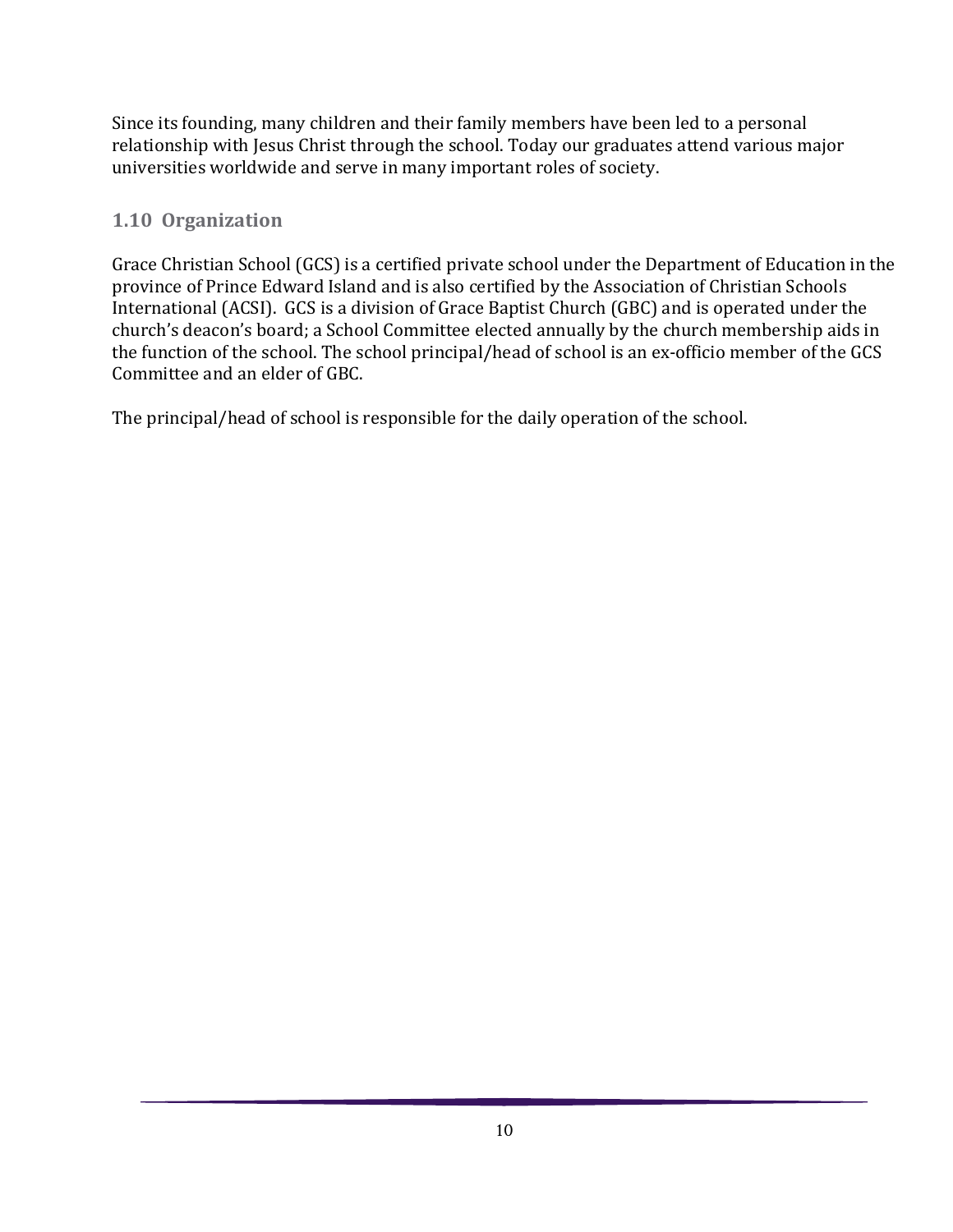Since its founding, many children and their family members have been led to a personal relationship with Jesus Christ through the school. Today our graduates attend various major universities worldwide and serve in many important roles of society.

### 1.10 Organization

Grace Christian School (GCS) is a certified private school under the Department of Education in the province of Prince Edward Island and is also certified by the Association of Christian Schools International (ACSI). GCS is a division of Grace Baptist Church (GBC) and is operated under the church's deacon's board; a School Committee elected annually by the church membership aids in the function of the school. The school principal/head of school is an ex-officio member of the GCS Committee and an elder of GBC.

The principal/head of school is responsible for the daily operation of the school.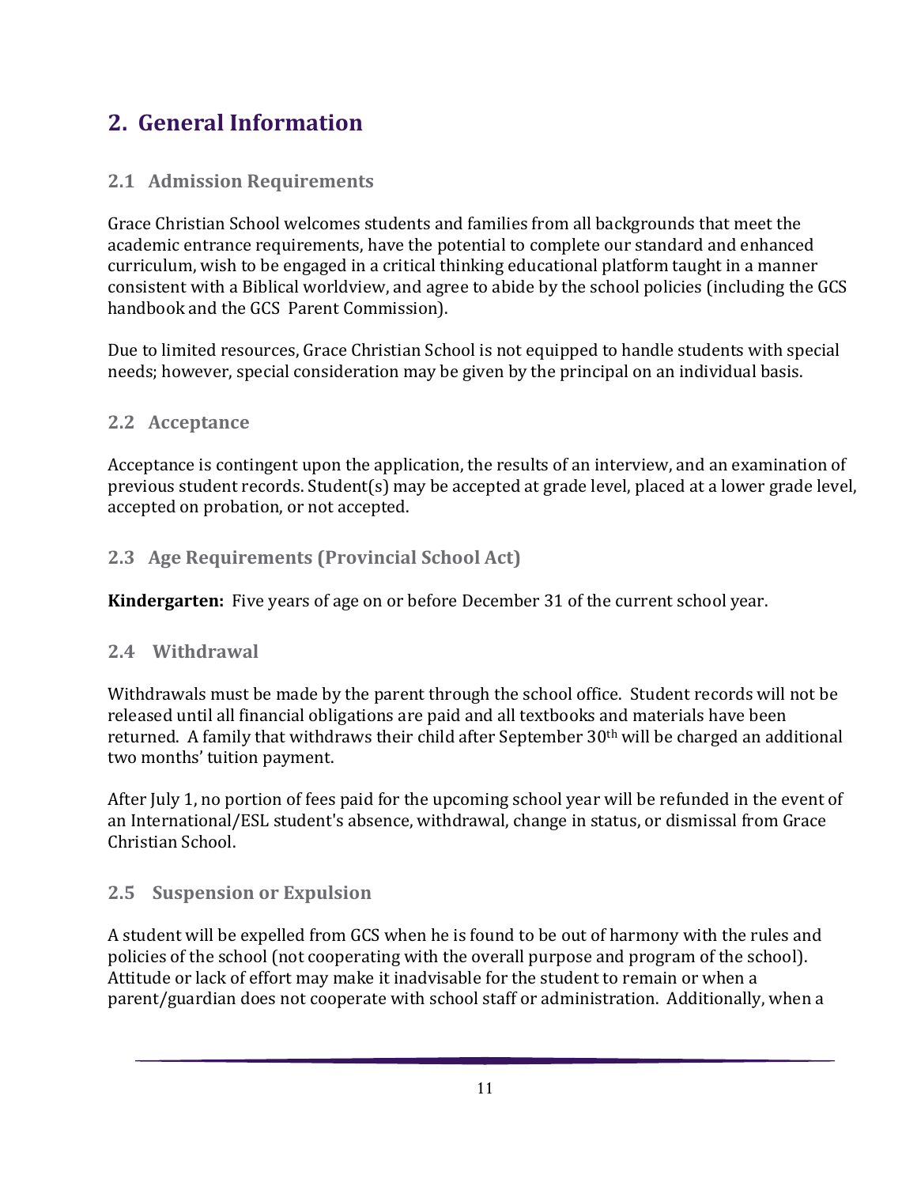# 2. General Information

## 2.1 Admission Requirements

Grace Christian School welcomes students and families from all backgrounds that meet the academic entrance requirements, have the potential to complete our standard and enhanced curriculum, wish to be engaged in a critical thinking educational platform taught in a manner consistent with a Biblical worldview, and agree to abide by the school policies (including the GCS handbook and the GCS Parent Commission).

Due to limited resources, Grace Christian School is not equipped to handle students with special needs; however, special consideration may be given by the principal on an individual basis.

## 2.2 Acceptance

Acceptance is contingent upon the application, the results of an interview, and an examination of previous student records. Student(s) may be accepted at grade level, placed at a lower grade level, accepted on probation, or not accepted.

## 2.3 Age Requirements (Provincial School Act)

**Kindergarten:** Five years of age on or before December 31 of the current school year.

## 2.4 Withdrawal

Withdrawals must be made by the parent through the school office. Student records will not be released until all financial obligations are paid and all textbooks and materials have been returned. A family that withdraws their child after September 30th will be charged an additional two months' tuition payment.

After July 1, no portion of fees paid for the upcoming school year will be refunded in the event of an International/ESL student's absence, withdrawal, change in status, or dismissal from Grace Christian School.

## 2.5 Suspension or Expulsion

A student will be expelled from GCS when he is found to be out of harmony with the rules and policies of the school (not cooperating with the overall purpose and program of the school). Attitude or lack of effort may make it inadvisable for the student to remain or when a parent/guardian does not cooperate with school staff or administration. Additionally, when a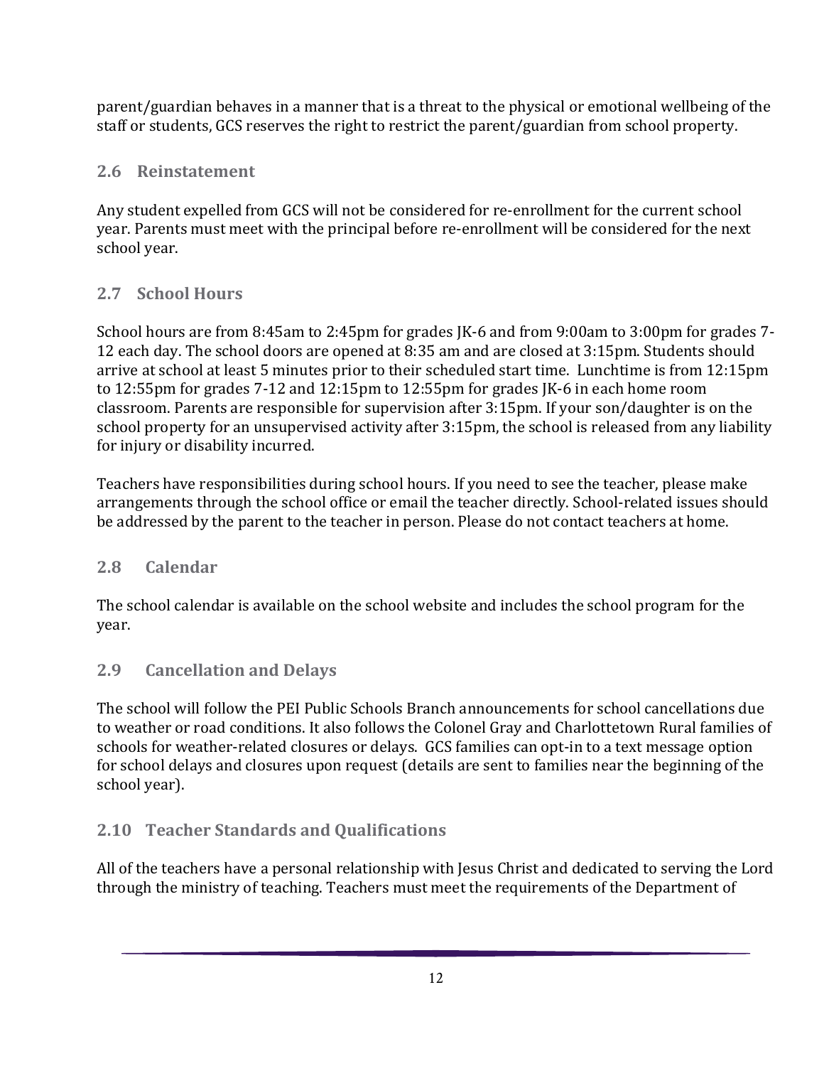parent/guardian behaves in a manner that is a threat to the physical or emotional wellbeing of the staff or students, GCS reserves the right to restrict the parent/guardian from school property.

## 2.6 Reinstatement

Any student expelled from GCS will not be considered for re-enrollment for the current school year. Parents must meet with the principal before re-enrollment will be considered for the next school year.

## 2.7 School Hours

School hours are from 8:45am to 2:45pm for grades JK-6 and from 9:00am to 3:00pm for grades 7-12 each day. The school doors are opened at 8:35 am and are closed at 3:15pm. Students should arrive at school at least 5 minutes prior to their scheduled start time. Lunchtime is from 12:15pm to 12:55pm for grades 7-12 and 12:15pm to 12:55pm for grades JK-6 in each home room classroom. Parents are responsible for supervision after 3:15pm. If your son/daughter is on the school property for an unsupervised activity after 3:15pm, the school is released from any liability for injury or disability incurred.

Teachers have responsibilities during school hours. If you need to see the teacher, please make arrangements through the school office or email the teacher directly. School-related issues should be addressed by the parent to the teacher in person. Please do not contact teachers at home.

## 2.8 Calendar

The school calendar is available on the school website and includes the school program for the year.

## 2.9 Cancellation and Delays

The school will follow the PEI Public Schools Branch announcements for school cancellations due to weather or road conditions. It also follows the Colonel Gray and Charlottetown Rural families of schools for weather-related closures or delays. GCS families can opt-in to a text message option for school delays and closures upon request (details are sent to families near the beginning of the school year).

## 2.10 Teacher Standards and Qualifications

All of the teachers have a personal relationship with Jesus Christ and dedicated to serving the Lord through the ministry of teaching. Teachers must meet the requirements of the Department of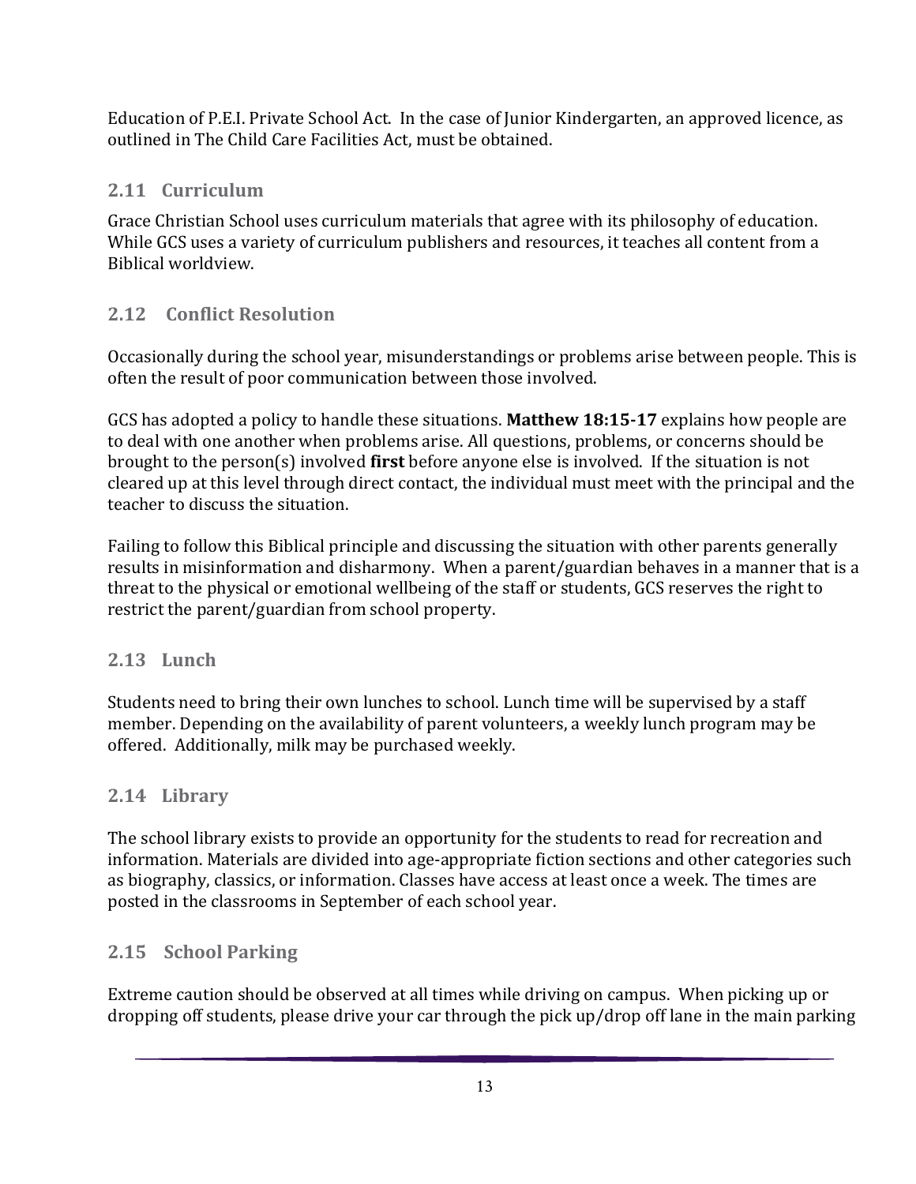Education of P.E.I. Private School Act. In the case of Junior Kindergarten, an approved licence, as outlined in The Child Care Facilities Act, must be obtained.

## 2.11 Curriculum

Grace Christian School uses curriculum materials that agree with its philosophy of education. While GCS uses a variety of curriculum publishers and resources, it teaches all content from a Biblical worldview.

## 2.12 Conflict Resolution

Occasionally during the school year, misunderstandings or problems arise between people. This is often the result of poor communication between those involved.

GCS has adopted a policy to handle these situations. **Matthew 18:15-17** explains how people are to deal with one another when problems arise. All questions, problems, or concerns should be brought to the person(s) involved **first** before anyone else is involved. If the situation is not cleared up at this level through direct contact, the individual must meet with the principal and the teacher to discuss the situation.

Failing to follow this Biblical principle and discussing the situation with other parents generally results in misinformation and disharmony. When a parent/guardian behaves in a manner that is a threat to the physical or emotional wellbeing of the staff or students, GCS reserves the right to restrict the parent/guardian from school property.

## 2.13 Lunch

Students need to bring their own lunches to school. Lunch time will be supervised by a staff member. Depending on the availability of parent volunteers, a weekly lunch program may be offered. Additionally, milk may be purchased weekly.

## 2.14 Library

The school library exists to provide an opportunity for the students to read for recreation and information. Materials are divided into age-appropriate fiction sections and other categories such as biography, classics, or information. Classes have access at least once a week. The times are posted in the classrooms in September of each school year.

## 2.15 School Parking

Extreme caution should be observed at all times while driving on campus. When picking up or dropping off students, please drive your car through the pick up/drop off lane in the main parking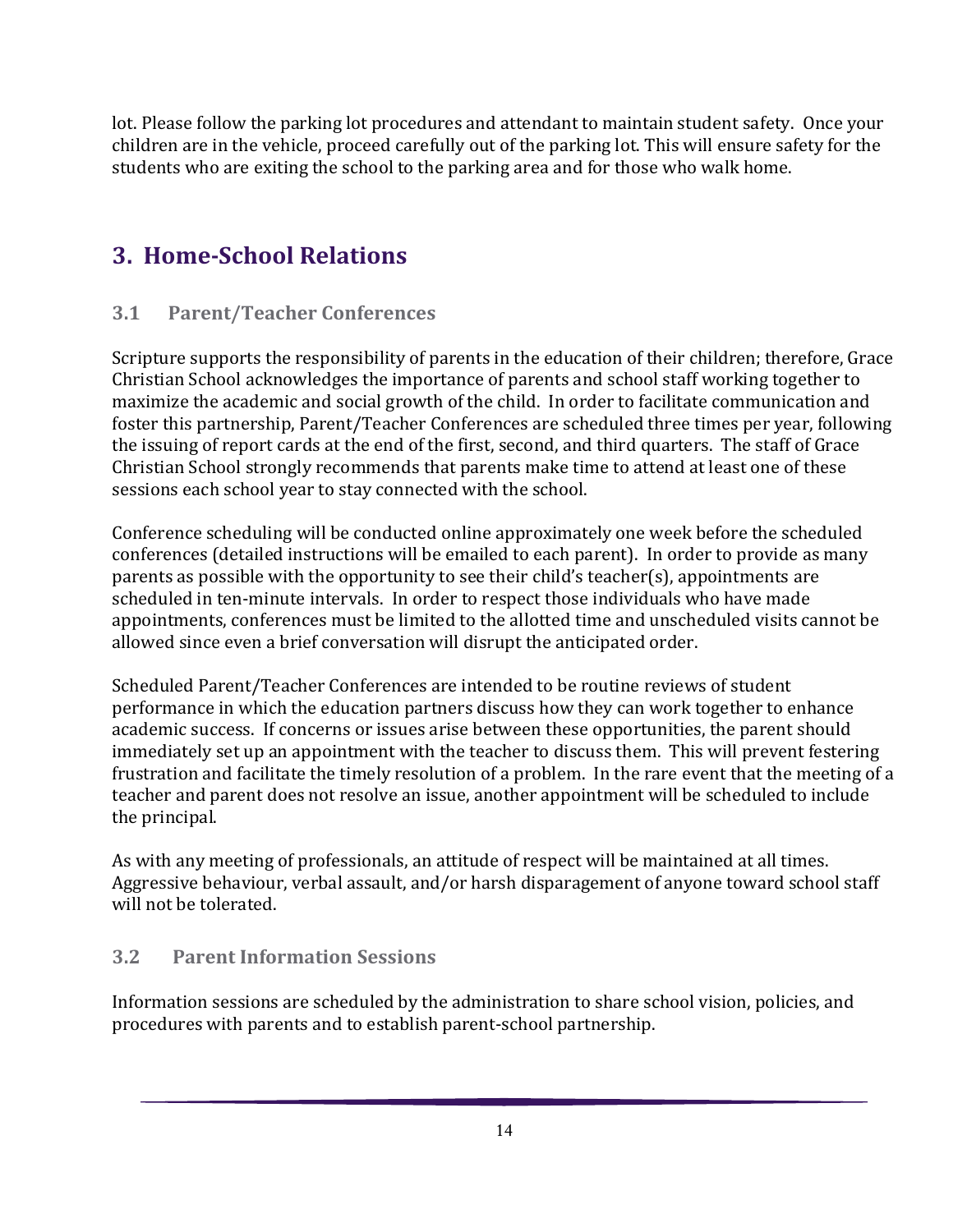lot. Please follow the parking lot procedures and attendant to maintain student safety. Once your children are in the vehicle, proceed carefully out of the parking lot. This will ensure safety for the students who are exiting the school to the parking area and for those who walk home.

## 3. Home-School Relations

### 3.1 Parent/Teacher Conferences

Scripture supports the responsibility of parents in the education of their children; therefore, Grace Christian School acknowledges the importance of parents and school staff working together to maximize the academic and social growth of the child. In order to facilitate communication and foster this partnership, Parent/Teacher Conferences are scheduled three times per year, following the issuing of report cards at the end of the first, second, and third quarters. The staff of Grace Christian School strongly recommends that parents make time to attend at least one of these sessions each school year to stay connected with the school.

Conference scheduling will be conducted online approximately one week before the scheduled conferences (detailed instructions will be emailed to each parent). In order to provide as many parents as possible with the opportunity to see their child's teacher(s), appointments are scheduled in ten-minute intervals. In order to respect those individuals who have made appointments, conferences must be limited to the allotted time and unscheduled visits cannot be allowed since even a brief conversation will disrupt the anticipated order.

Scheduled Parent/Teacher Conferences are intended to be routine reviews of student performance in which the education partners discuss how they can work together to enhance academic success. If concerns or issues arise between these opportunities, the parent should immediately set up an appointment with the teacher to discuss them. This will prevent festering frustration and facilitate the timely resolution of a problem. In the rare event that the meeting of a teacher and parent does not resolve an issue, another appointment will be scheduled to include the principal.

As with any meeting of professionals, an attitude of respect will be maintained at all times. Aggressive behaviour, verbal assault, and/or harsh disparagement of anyone toward school staff will not be tolerated.

### 3.2 Parent Information Sessions

Information sessions are scheduled by the administration to share school vision, policies, and procedures with parents and to establish parent-school partnership.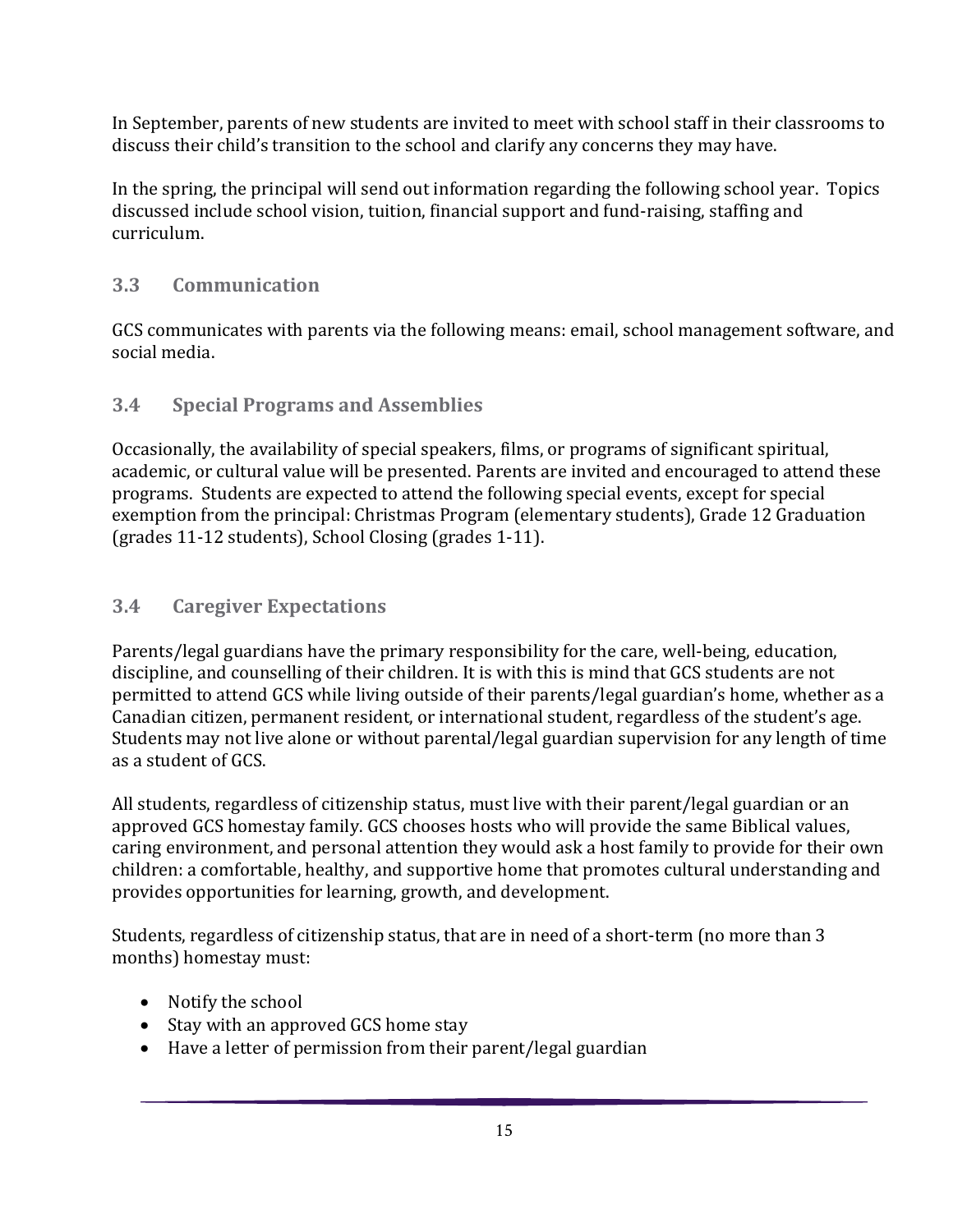In September, parents of new students are invited to meet with school staff in their classrooms to discuss their child's transition to the school and clarify any concerns they may have.

In the spring, the principal will send out information regarding the following school year. Topics discussed include school vision, tuition, financial support and fund-raising, staffing and curriculum.

### 3.3 Communication

GCS communicates with parents via the following means: email, school management software, and social media.

### 3.4 Special Programs and Assemblies

Occasionally, the availability of special speakers, films, or programs of significant spiritual, academic, or cultural value will be presented. Parents are invited and encouraged to attend these programs. Students are expected to attend the following special events, except for special exemption from the principal: Christmas Program (elementary students), Grade 12 Graduation (grades 11-12 students), School Closing (grades 1-11).

### 3.4 Caregiver Expectations

Parents/legal guardians have the primary responsibility for the care, well-being, education, discipline, and counselling of their children. It is with this is mind that GCS students are not permitted to attend GCS while living outside of their parents/legal guardian's home, whether as a Canadian citizen, permanent resident, or international student, regardless of the student's age. Students may not live alone or without parental/legal guardian supervision for any length of time as a student of GCS.

All students, regardless of citizenship status, must live with their parent/legal guardian or an approved GCS homestay family. GCS chooses hosts who will provide the same Biblical values, caring environment, and personal attention they would ask a host family to provide for their own children: a comfortable, healthy, and supportive home that promotes cultural understanding and provides opportunities for learning, growth, and development.

Students, regardless of citizenship status, that are in need of a short-term (no more than 3 months) homestay must:

- Notify the school
- Stay with an approved GCS home stay
- Have a letter of permission from their parent/legal guardian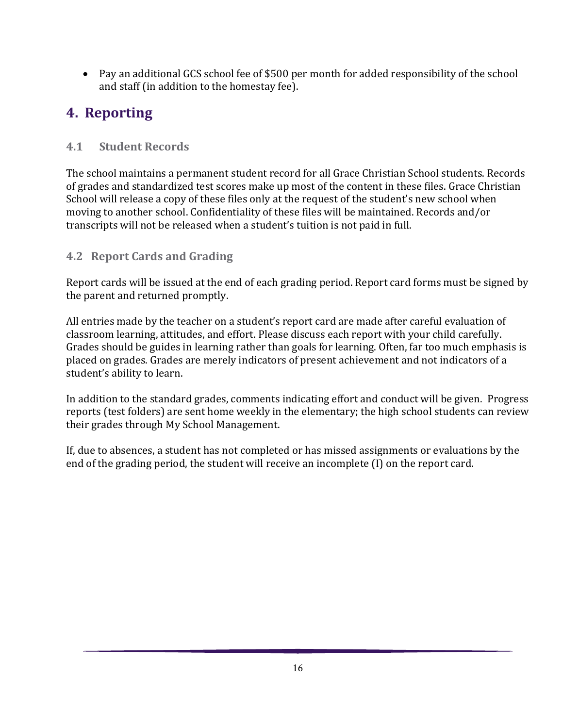- Pay an additional GCS school fee of $500 per month for added responsibility of the school and staff (in addition to the homestay fee).

# 4. Reporting

## 4.1 Student Records

The school maintains a permanent student record for all Grace Christian School students. Records of grades and standardized test scores make up most of the content in these files. Grace Christian School will release a copy of these files only at the request of the student's new school when moving to another school. Confidentiality of these files will be maintained. Records and/or transcripts will not be released when a student's tuition is not paid in full.

## 4.2 Report Cards and Grading

Report cards will be issued at the end of each grading period. Report card forms must be signed by the parent and returned promptly.

All entries made by the teacher on a student's report card are made after careful evaluation of classroom learning, attitudes, and effort. Please discuss each report with your child carefully. Grades should be guides in learning rather than goals for learning. Often, far too much emphasis is placed on grades. Grades are merely indicators of present achievement and not indicators of a student's ability to learn.

In addition to the standard grades, comments indicating effort and conduct will be given. Progress reports (test folders) are sent home weekly in the elementary; the high school students can review their grades through My School Management.

If, due to absences, a student has not completed or has missed assignments or evaluations by the end of the grading period, the student will receive an incomplete (I) on the report card.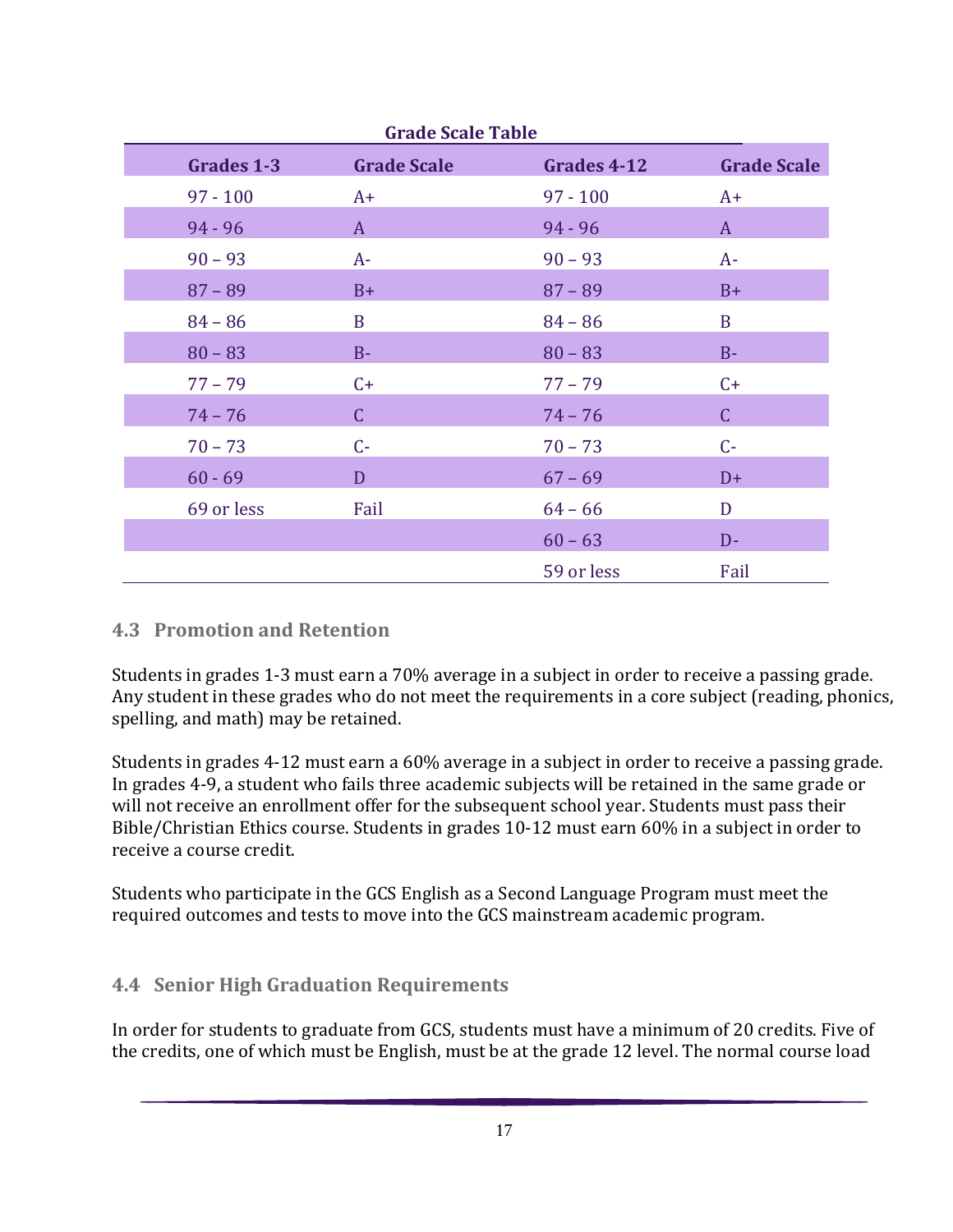**Grade Scale Table**

| Grades 1-3 | Grade Scale | Grades 4-12 | Grade Scale |
|---|---|---|---|
| 97 - 100 | A+ | 97 - 100 | A+ |
| 94 - 96 | A | 94 - 96 | A |
| 90 – 93 | A- | 90 – 93 | A- |
| 87 – 89 | B+ | 87 – 89 | B+ |
| 84 – 86 | B | 84 – 86 | B |
| 80 – 83 | B- | 80 – 83 | B- |
| 77 – 79 | C+ | 77 – 79 | C+ |
| 74 – 76 | C | 74 – 76 | C |
| 70 – 73 | C- | 70 – 73 | C- |
| 60 - 69 | D | 67 – 69 | D+ |
| 69 or less | Fail | 64 – 66 | D |
| | | 60 – 63 | D- |
| | | 59 or less | Fail |

### 4.3 Promotion and Retention

Students in grades 1-3 must earn a 70% average in a subject in order to receive a passing grade. Any student in these grades who do not meet the requirements in a core subject (reading, phonics, spelling, and math) may be retained.

Students in grades 4-12 must earn a 60% average in a subject in order to receive a passing grade. In grades 4-9, a student who fails three academic subjects will be retained in the same grade or will not receive an enrollment offer for the subsequent school year. Students must pass their Bible/Christian Ethics course. Students in grades 10-12 must earn 60% in a subject in order to receive a course credit.

Students who participate in the GCS English as a Second Language Program must meet the required outcomes and tests to move into the GCS mainstream academic program.

### 4.4 Senior High Graduation Requirements

In order for students to graduate from GCS, students must have a minimum of 20 credits. Five of the credits, one of which must be English, must be at the grade 12 level. The normal course load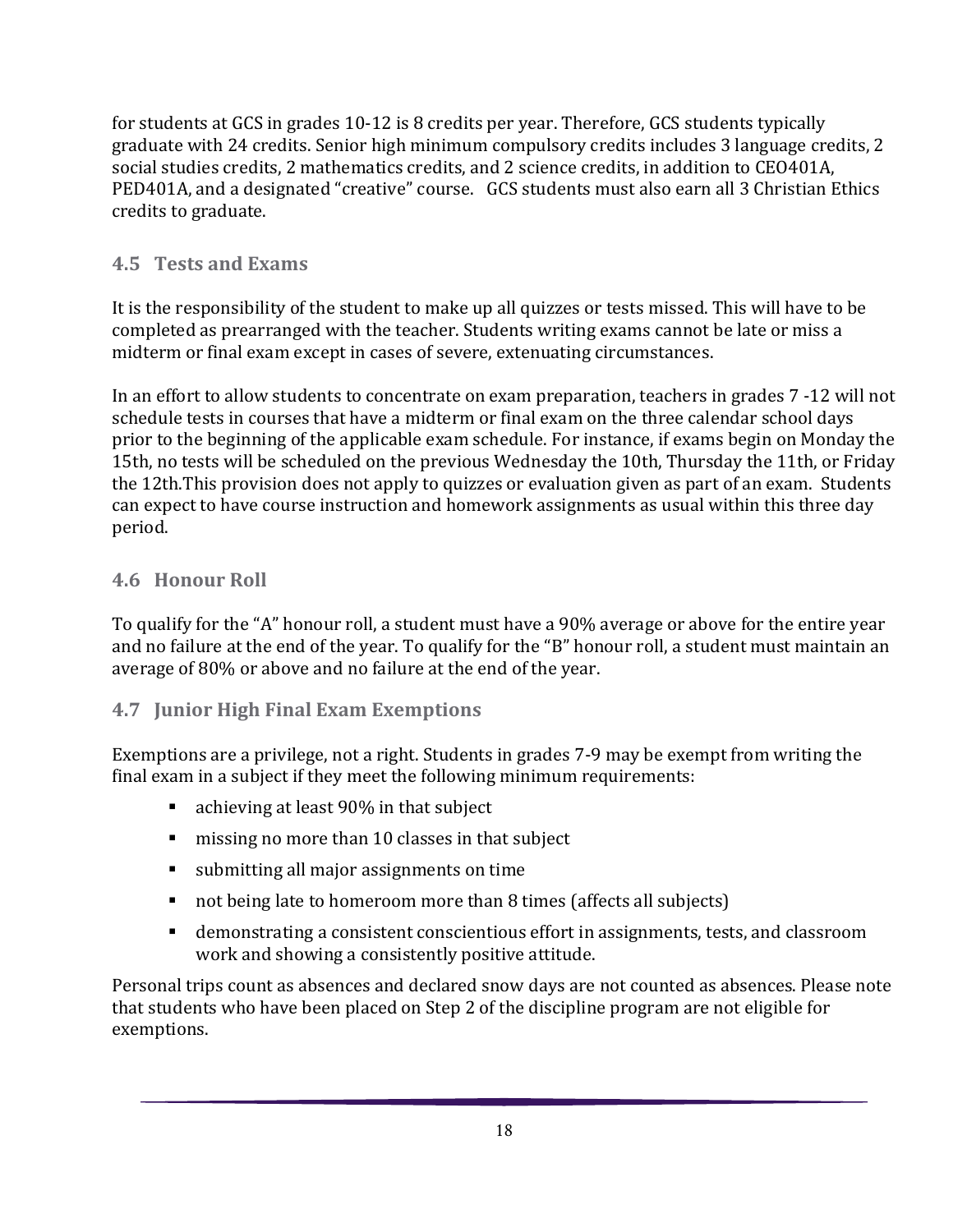for students at GCS in grades 10-12 is 8 credits per year. Therefore, GCS students typically graduate with 24 credits. Senior high minimum compulsory credits includes 3 language credits, 2 social studies credits, 2 mathematics credits, and 2 science credits, in addition to CEO401A, PED401A, and a designated "creative" course. GCS students must also earn all 3 Christian Ethics credits to graduate.

## 4.5 Tests and Exams

It is the responsibility of the student to make up all quizzes or tests missed. This will have to be completed as prearranged with the teacher. Students writing exams cannot be late or miss a midterm or final exam except in cases of severe, extenuating circumstances.

In an effort to allow students to concentrate on exam preparation, teachers in grades 7 -12 will not schedule tests in courses that have a midterm or final exam on the three calendar school days prior to the beginning of the applicable exam schedule. For instance, if exams begin on Monday the 15th, no tests will be scheduled on the previous Wednesday the 10th, Thursday the 11th, or Friday the 12th.This provision does not apply to quizzes or evaluation given as part of an exam. Students can expect to have course instruction and homework assignments as usual within this three day period.

## 4.6 Honour Roll

To qualify for the "A" honour roll, a student must have a 90% average or above for the entire year and no failure at the end of the year. To qualify for the "B" honour roll, a student must maintain an average of 80% or above and no failure at the end of the year.

## 4.7 Junior High Final Exam Exemptions

Exemptions are a privilege, not a right. Students in grades 7-9 may be exempt from writing the final exam in a subject if they meet the following minimum requirements:

- achieving at least 90% in that subject
- missing no more than 10 classes in that subject
- submitting all major assignments on time
- not being late to homeroom more than 8 times (affects all subjects)
- demonstrating a consistent conscientious effort in assignments, tests, and classroom work and showing a consistently positive attitude.

Personal trips count as absences and declared snow days are not counted as absences. Please note that students who have been placed on Step 2 of the discipline program are not eligible for exemptions.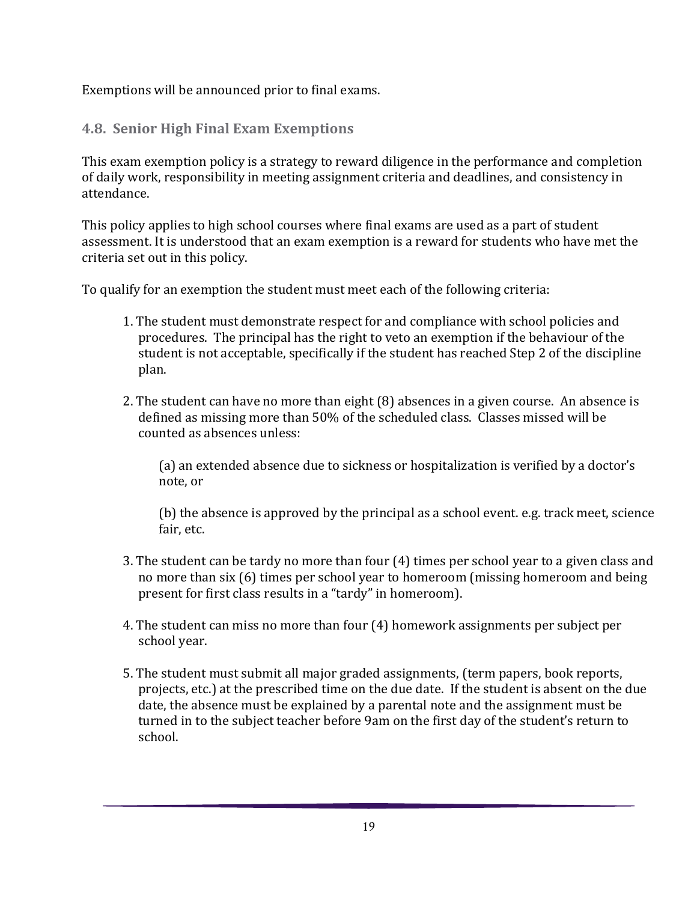Exemptions will be announced prior to final exams.

### 4.8. Senior High Final Exam Exemptions

This exam exemption policy is a strategy to reward diligence in the performance and completion of daily work, responsibility in meeting assignment criteria and deadlines, and consistency in attendance.

This policy applies to high school courses where final exams are used as a part of student assessment. It is understood that an exam exemption is a reward for students who have met the criteria set out in this policy.

To qualify for an exemption the student must meet each of the following criteria:

1. The student must demonstrate respect for and compliance with school policies and procedures. The principal has the right to veto an exemption if the behaviour of the student is not acceptable, specifically if the student has reached Step 2 of the discipline plan.

2. The student can have no more than eight (8) absences in a given course. An absence is defined as missing more than 50% of the scheduled class. Classes missed will be counted as absences unless:

   (a) an extended absence due to sickness or hospitalization is verified by a doctor's note, or

   (b) the absence is approved by the principal as a school event. e.g. track meet, science fair, etc.

3. The student can be tardy no more than four (4) times per school year to a given class and no more than six (6) times per school year to homeroom (missing homeroom and being present for first class results in a "tardy" in homeroom).

4. The student can miss no more than four (4) homework assignments per subject per school year.

5. The student must submit all major graded assignments, (term papers, book reports, projects, etc.) at the prescribed time on the due date. If the student is absent on the due date, the absence must be explained by a parental note and the assignment must be turned in to the subject teacher before 9am on the first day of the student's return to school.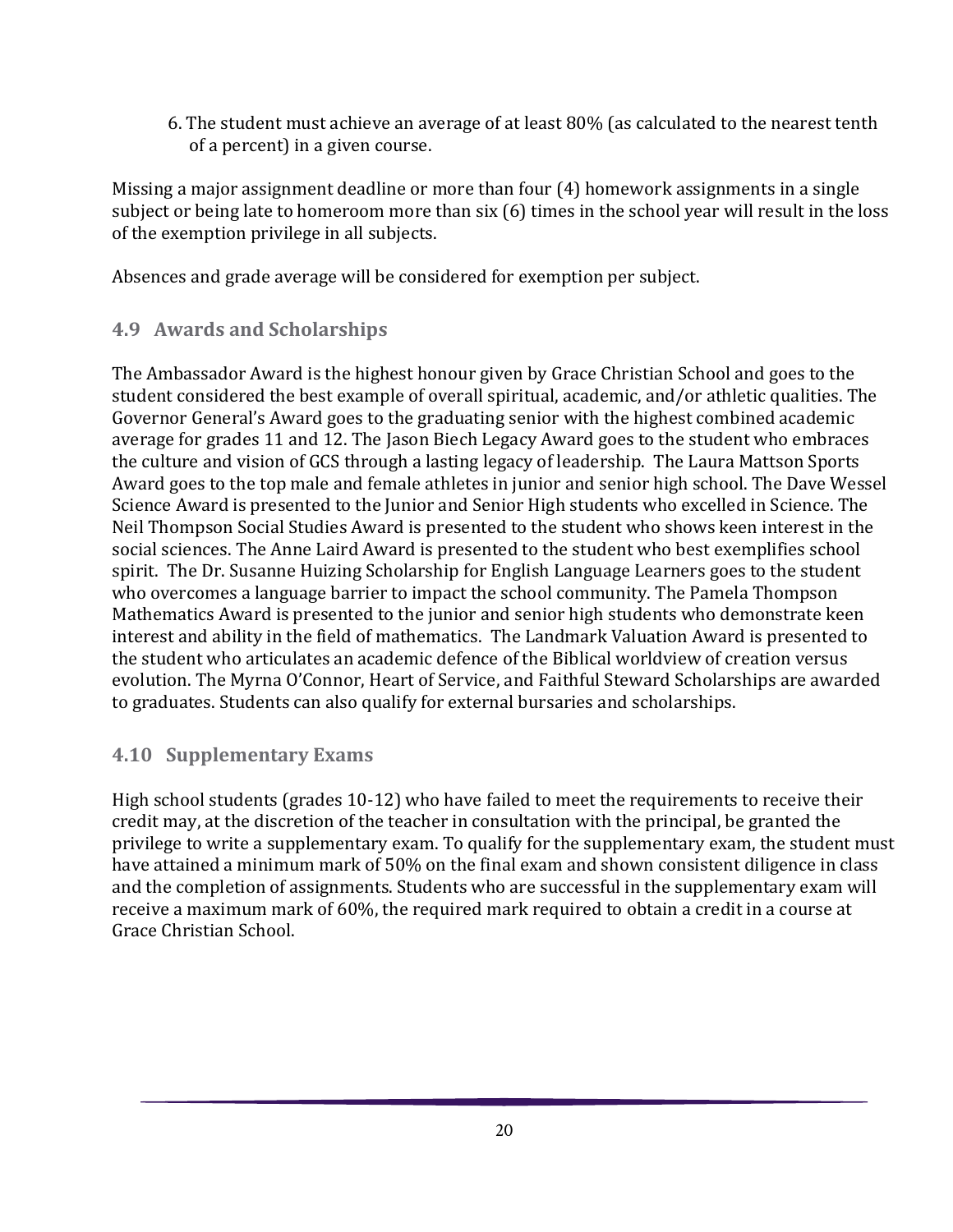6. The student must achieve an average of at least 80% (as calculated to the nearest tenth of a percent) in a given course.

Missing a major assignment deadline or more than four (4) homework assignments in a single subject or being late to homeroom more than six (6) times in the school year will result in the loss of the exemption privilege in all subjects.

Absences and grade average will be considered for exemption per subject.

### 4.9 Awards and Scholarships

The Ambassador Award is the highest honour given by Grace Christian School and goes to the student considered the best example of overall spiritual, academic, and/or athletic qualities. The Governor General's Award goes to the graduating senior with the highest combined academic average for grades 11 and 12. The Jason Biech Legacy Award goes to the student who embraces the culture and vision of GCS through a lasting legacy of leadership. The Laura Mattson Sports Award goes to the top male and female athletes in junior and senior high school. The Dave Wessel Science Award is presented to the Junior and Senior High students who excelled in Science. The Neil Thompson Social Studies Award is presented to the student who shows keen interest in the social sciences. The Anne Laird Award is presented to the student who best exemplifies school spirit. The Dr. Susanne Huizing Scholarship for English Language Learners goes to the student who overcomes a language barrier to impact the school community. The Pamela Thompson Mathematics Award is presented to the junior and senior high students who demonstrate keen interest and ability in the field of mathematics. The Landmark Valuation Award is presented to the student who articulates an academic defence of the Biblical worldview of creation versus evolution. The Myrna O'Connor, Heart of Service, and Faithful Steward Scholarships are awarded to graduates. Students can also qualify for external bursaries and scholarships.

### 4.10 Supplementary Exams

High school students (grades 10-12) who have failed to meet the requirements to receive their credit may, at the discretion of the teacher in consultation with the principal, be granted the privilege to write a supplementary exam. To qualify for the supplementary exam, the student must have attained a minimum mark of 50% on the final exam and shown consistent diligence in class and the completion of assignments. Students who are successful in the supplementary exam will receive a maximum mark of 60%, the required mark required to obtain a credit in a course at Grace Christian School.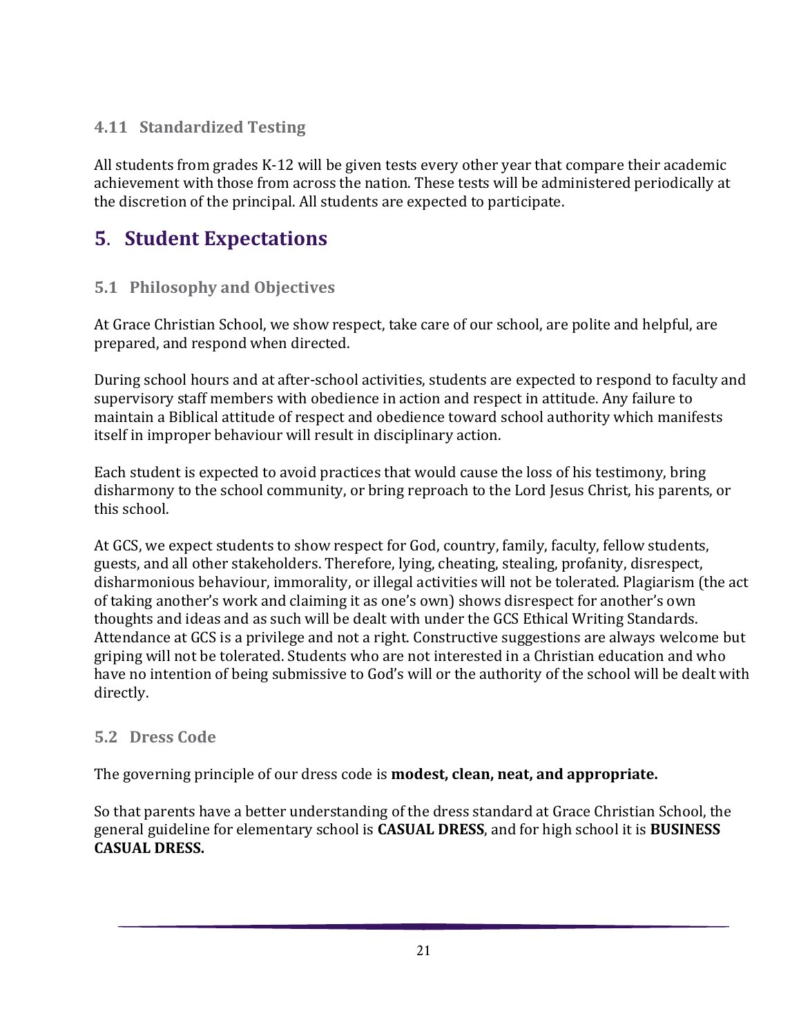### 4.11 Standardized Testing

All students from grades K-12 will be given tests every other year that compare their academic achievement with those from across the nation. These tests will be administered periodically at the discretion of the principal. All students are expected to participate.

## 5. Student Expectations

### 5.1 Philosophy and Objectives

At Grace Christian School, we show respect, take care of our school, are polite and helpful, are prepared, and respond when directed.

During school hours and at after-school activities, students are expected to respond to faculty and supervisory staff members with obedience in action and respect in attitude. Any failure to maintain a Biblical attitude of respect and obedience toward school authority which manifests itself in improper behaviour will result in disciplinary action.

Each student is expected to avoid practices that would cause the loss of his testimony, bring disharmony to the school community, or bring reproach to the Lord Jesus Christ, his parents, or this school.

At GCS, we expect students to show respect for God, country, family, faculty, fellow students, guests, and all other stakeholders. Therefore, lying, cheating, stealing, profanity, disrespect, disharmonious behaviour, immorality, or illegal activities will not be tolerated. Plagiarism (the act of taking another's work and claiming it as one's own) shows disrespect for another's own thoughts and ideas and as such will be dealt with under the GCS Ethical Writing Standards. Attendance at GCS is a privilege and not a right. Constructive suggestions are always welcome but griping will not be tolerated. Students who are not interested in a Christian education and who have no intention of being submissive to God's will or the authority of the school will be dealt with directly.

### 5.2 Dress Code

The governing principle of our dress code is **modest, clean, neat, and appropriate.**

So that parents have a better understanding of the dress standard at Grace Christian School, the general guideline for elementary school is **CASUAL DRESS**, and for high school it is **BUSINESS CASUAL DRESS.**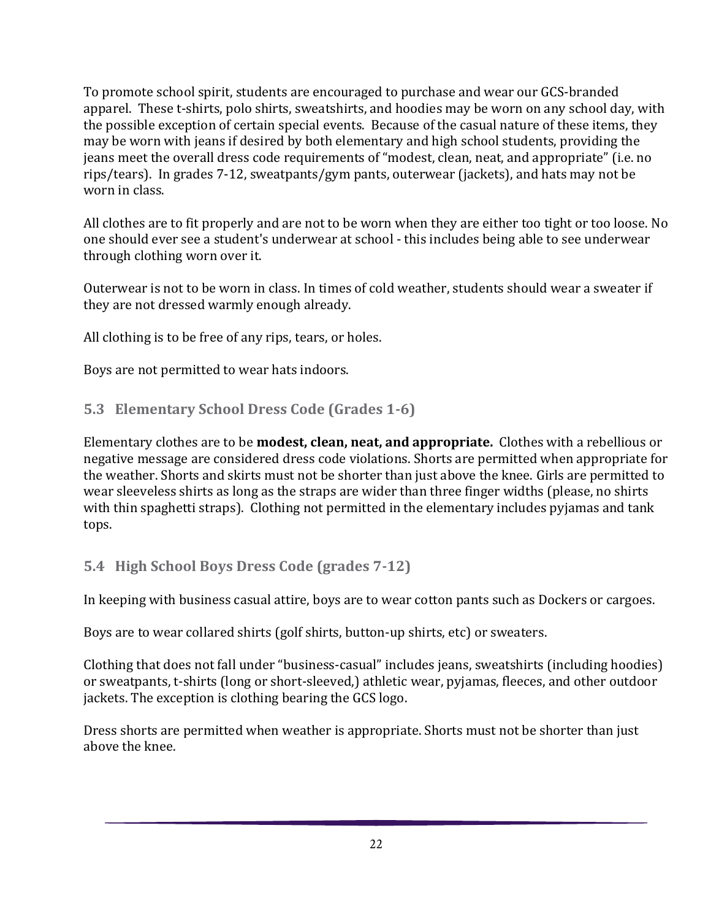To promote school spirit, students are encouraged to purchase and wear our GCS-branded apparel. These t-shirts, polo shirts, sweatshirts, and hoodies may be worn on any school day, with the possible exception of certain special events. Because of the casual nature of these items, they may be worn with jeans if desired by both elementary and high school students, providing the jeans meet the overall dress code requirements of "modest, clean, neat, and appropriate" (i.e. no rips/tears). In grades 7-12, sweatpants/gym pants, outerwear (jackets), and hats may not be worn in class.

All clothes are to fit properly and are not to be worn when they are either too tight or too loose. No one should ever see a student's underwear at school - this includes being able to see underwear through clothing worn over it.

Outerwear is not to be worn in class. In times of cold weather, students should wear a sweater if they are not dressed warmly enough already.

All clothing is to be free of any rips, tears, or holes.

Boys are not permitted to wear hats indoors.

### 5.3 Elementary School Dress Code (Grades 1-6)

Elementary clothes are to be **modest, clean, neat, and appropriate.** Clothes with a rebellious or negative message are considered dress code violations. Shorts are permitted when appropriate for the weather. Shorts and skirts must not be shorter than just above the knee. Girls are permitted to wear sleeveless shirts as long as the straps are wider than three finger widths (please, no shirts with thin spaghetti straps). Clothing not permitted in the elementary includes pyjamas and tank tops.

### 5.4 High School Boys Dress Code (grades 7-12)

In keeping with business casual attire, boys are to wear cotton pants such as Dockers or cargoes.

Boys are to wear collared shirts (golf shirts, button-up shirts, etc) or sweaters.

Clothing that does not fall under "business-casual" includes jeans, sweatshirts (including hoodies) or sweatpants, t-shirts (long or short-sleeved,) athletic wear, pyjamas, fleeces, and other outdoor jackets. The exception is clothing bearing the GCS logo.

Dress shorts are permitted when weather is appropriate. Shorts must not be shorter than just above the knee.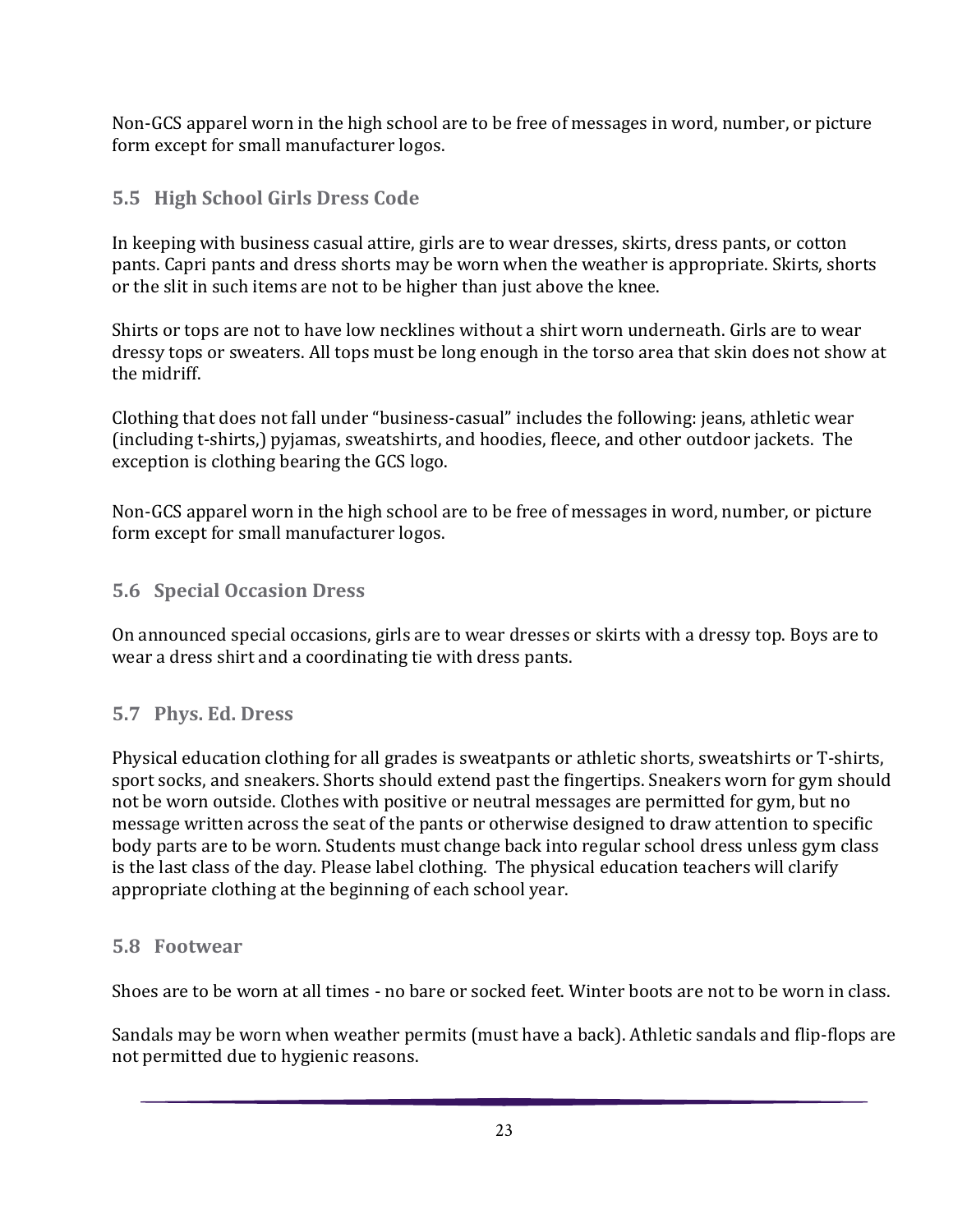Non-GCS apparel worn in the high school are to be free of messages in word, number, or picture form except for small manufacturer logos.

### 5.5 High School Girls Dress Code

In keeping with business casual attire, girls are to wear dresses, skirts, dress pants, or cotton pants. Capri pants and dress shorts may be worn when the weather is appropriate. Skirts, shorts or the slit in such items are not to be higher than just above the knee.

Shirts or tops are not to have low necklines without a shirt worn underneath. Girls are to wear dressy tops or sweaters. All tops must be long enough in the torso area that skin does not show at the midriff.

Clothing that does not fall under "business-casual" includes the following: jeans, athletic wear (including t-shirts,) pyjamas, sweatshirts, and hoodies, fleece, and other outdoor jackets. The exception is clothing bearing the GCS logo.

Non-GCS apparel worn in the high school are to be free of messages in word, number, or picture form except for small manufacturer logos.

### 5.6 Special Occasion Dress

On announced special occasions, girls are to wear dresses or skirts with a dressy top. Boys are to wear a dress shirt and a coordinating tie with dress pants.

### 5.7 Phys. Ed. Dress

Physical education clothing for all grades is sweatpants or athletic shorts, sweatshirts or T-shirts, sport socks, and sneakers. Shorts should extend past the fingertips. Sneakers worn for gym should not be worn outside. Clothes with positive or neutral messages are permitted for gym, but no message written across the seat of the pants or otherwise designed to draw attention to specific body parts are to be worn. Students must change back into regular school dress unless gym class is the last class of the day. Please label clothing. The physical education teachers will clarify appropriate clothing at the beginning of each school year.

### 5.8 Footwear

Shoes are to be worn at all times - no bare or socked feet. Winter boots are not to be worn in class.

Sandals may be worn when weather permits (must have a back). Athletic sandals and flip-flops are not permitted due to hygienic reasons.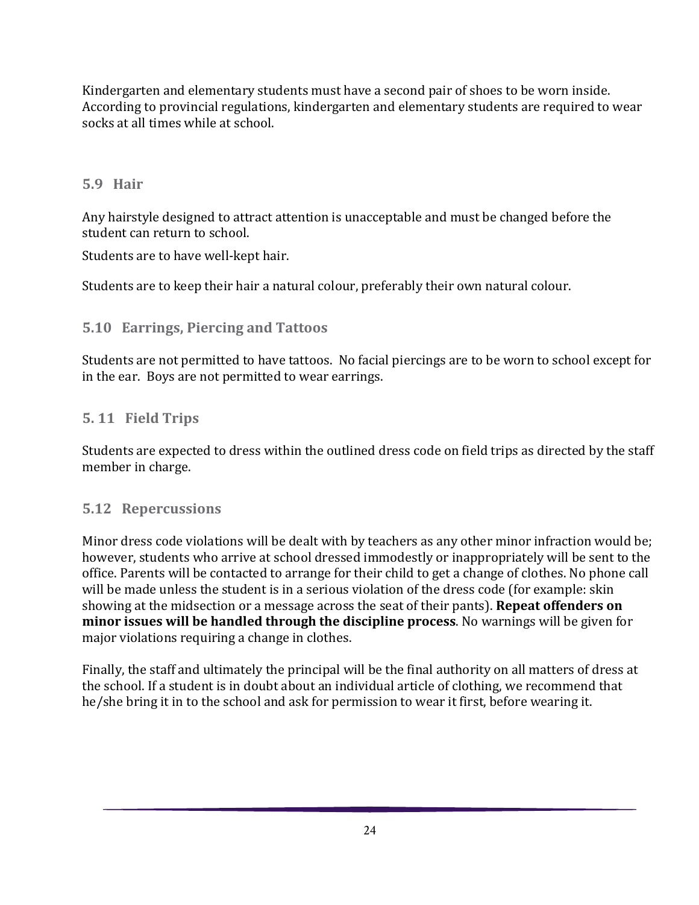Kindergarten and elementary students must have a second pair of shoes to be worn inside. According to provincial regulations, kindergarten and elementary students are required to wear socks at all times while at school.

### 5.9 Hair

Any hairstyle designed to attract attention is unacceptable and must be changed before the student can return to school.

Students are to have well-kept hair.

Students are to keep their hair a natural colour, preferably their own natural colour.

### 5.10 Earrings, Piercing and Tattoos

Students are not permitted to have tattoos. No facial piercings are to be worn to school except for in the ear. Boys are not permitted to wear earrings.

### 5. 11 Field Trips

Students are expected to dress within the outlined dress code on field trips as directed by the staff member in charge.

### 5.12 Repercussions

Minor dress code violations will be dealt with by teachers as any other minor infraction would be; however, students who arrive at school dressed immodestly or inappropriately will be sent to the office. Parents will be contacted to arrange for their child to get a change of clothes. No phone call will be made unless the student is in a serious violation of the dress code (for example: skin showing at the midsection or a message across the seat of their pants). **Repeat offenders on minor issues will be handled through the discipline process**. No warnings will be given for major violations requiring a change in clothes.

Finally, the staff and ultimately the principal will be the final authority on all matters of dress at the school. If a student is in doubt about an individual article of clothing, we recommend that he/she bring it in to the school and ask for permission to wear it first, before wearing it.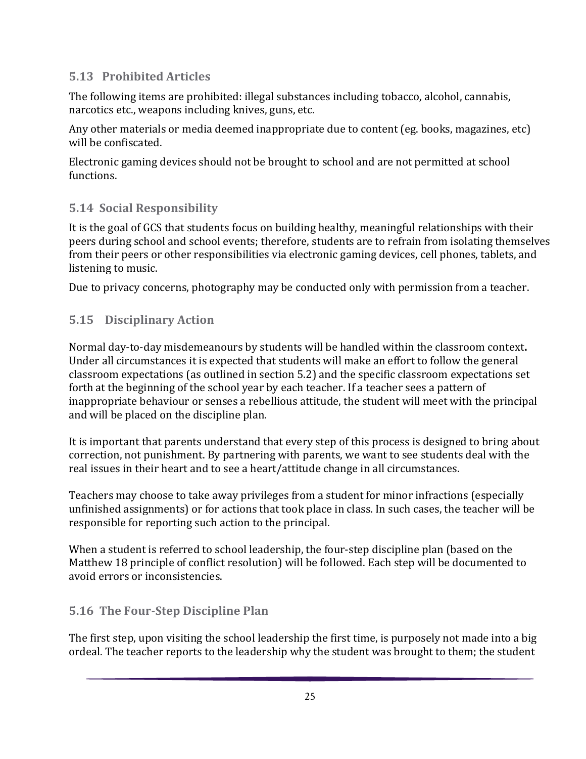## 5.13 Prohibited Articles

The following items are prohibited: illegal substances including tobacco, alcohol, cannabis, narcotics etc., weapons including knives, guns, etc.

Any other materials or media deemed inappropriate due to content (eg. books, magazines, etc) will be confiscated.

Electronic gaming devices should not be brought to school and are not permitted at school functions.

## 5.14 Social Responsibility

It is the goal of GCS that students focus on building healthy, meaningful relationships with their peers during school and school events; therefore, students are to refrain from isolating themselves from their peers or other responsibilities via electronic gaming devices, cell phones, tablets, and listening to music.

Due to privacy concerns, photography may be conducted only with permission from a teacher.

## 5.15 Disciplinary Action

Normal day-to-day misdemeanours by students will be handled within the classroom context**.** Under all circumstances it is expected that students will make an effort to follow the general classroom expectations (as outlined in section 5.2) and the specific classroom expectations set forth at the beginning of the school year by each teacher. If a teacher sees a pattern of inappropriate behaviour or senses a rebellious attitude, the student will meet with the principal and will be placed on the discipline plan.

It is important that parents understand that every step of this process is designed to bring about correction, not punishment. By partnering with parents, we want to see students deal with the real issues in their heart and to see a heart/attitude change in all circumstances.

Teachers may choose to take away privileges from a student for minor infractions (especially unfinished assignments) or for actions that took place in class. In such cases, the teacher will be responsible for reporting such action to the principal.

When a student is referred to school leadership, the four-step discipline plan (based on the Matthew 18 principle of conflict resolution) will be followed. Each step will be documented to avoid errors or inconsistencies.

## 5.16 The Four-Step Discipline Plan

The first step, upon visiting the school leadership the first time, is purposely not made into a big ordeal. The teacher reports to the leadership why the student was brought to them; the student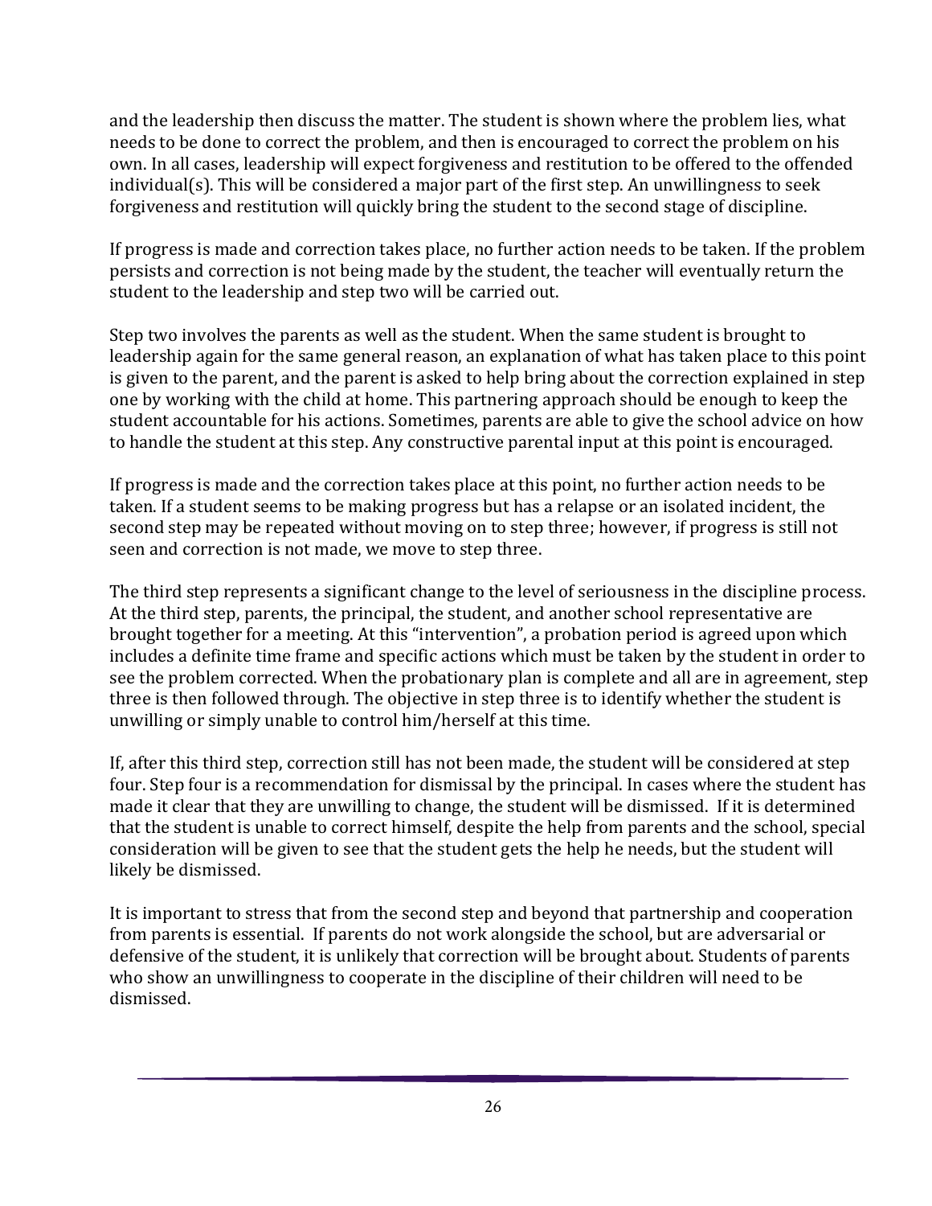and the leadership then discuss the matter. The student is shown where the problem lies, what needs to be done to correct the problem, and then is encouraged to correct the problem on his own. In all cases, leadership will expect forgiveness and restitution to be offered to the offended individual(s). This will be considered a major part of the first step. An unwillingness to seek forgiveness and restitution will quickly bring the student to the second stage of discipline.

If progress is made and correction takes place, no further action needs to be taken. If the problem persists and correction is not being made by the student, the teacher will eventually return the student to the leadership and step two will be carried out.

Step two involves the parents as well as the student. When the same student is brought to leadership again for the same general reason, an explanation of what has taken place to this point is given to the parent, and the parent is asked to help bring about the correction explained in step one by working with the child at home. This partnering approach should be enough to keep the student accountable for his actions. Sometimes, parents are able to give the school advice on how to handle the student at this step. Any constructive parental input at this point is encouraged.

If progress is made and the correction takes place at this point, no further action needs to be taken. If a student seems to be making progress but has a relapse or an isolated incident, the second step may be repeated without moving on to step three; however, if progress is still not seen and correction is not made, we move to step three.

The third step represents a significant change to the level of seriousness in the discipline process. At the third step, parents, the principal, the student, and another school representative are brought together for a meeting. At this "intervention", a probation period is agreed upon which includes a definite time frame and specific actions which must be taken by the student in order to see the problem corrected. When the probationary plan is complete and all are in agreement, step three is then followed through. The objective in step three is to identify whether the student is unwilling or simply unable to control him/herself at this time.

If, after this third step, correction still has not been made, the student will be considered at step four. Step four is a recommendation for dismissal by the principal. In cases where the student has made it clear that they are unwilling to change, the student will be dismissed. If it is determined that the student is unable to correct himself, despite the help from parents and the school, special consideration will be given to see that the student gets the help he needs, but the student will likely be dismissed.

It is important to stress that from the second step and beyond that partnership and cooperation from parents is essential. If parents do not work alongside the school, but are adversarial or defensive of the student, it is unlikely that correction will be brought about. Students of parents who show an unwillingness to cooperate in the discipline of their children will need to be dismissed.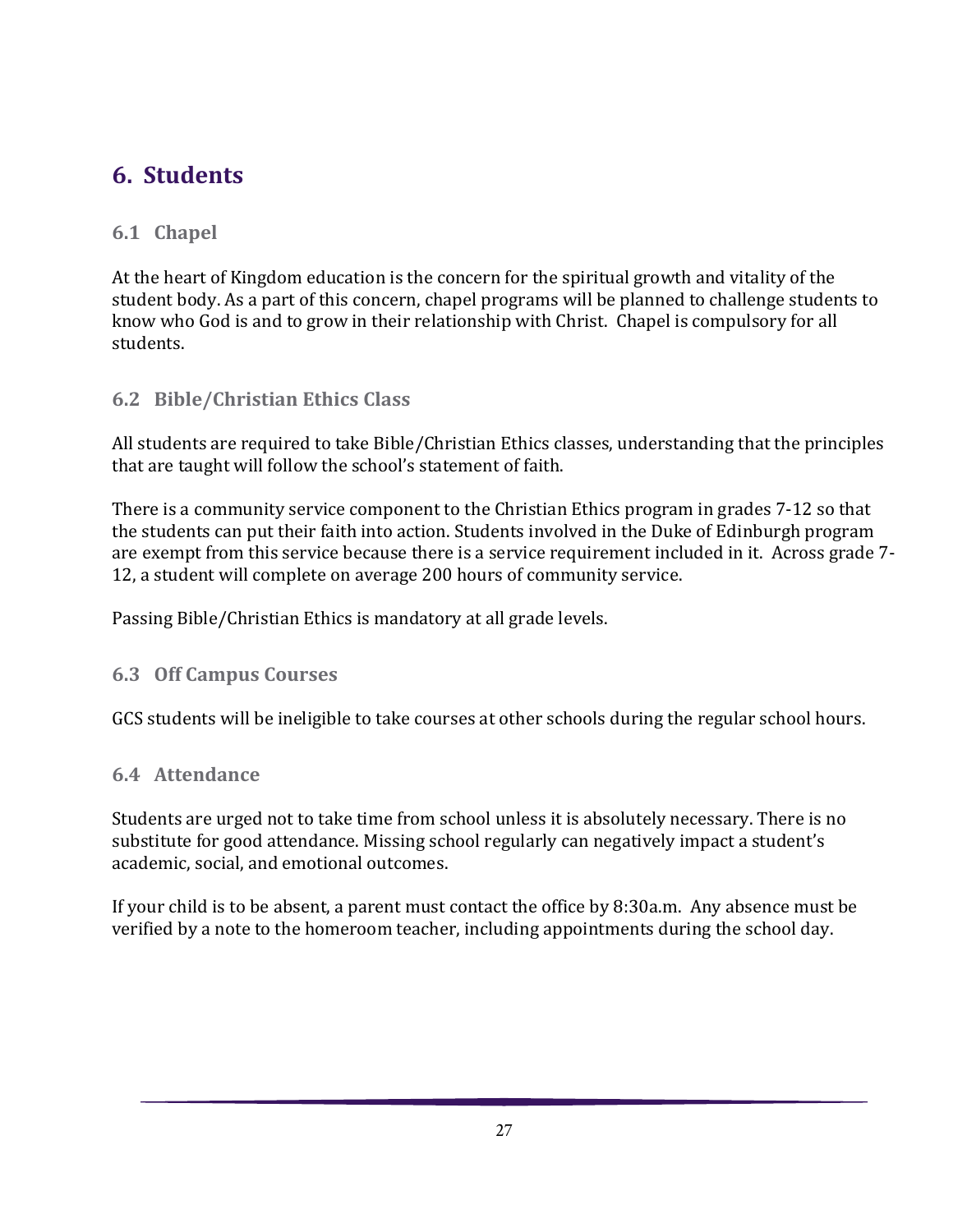# 6. Students

## 6.1 Chapel

At the heart of Kingdom education is the concern for the spiritual growth and vitality of the student body. As a part of this concern, chapel programs will be planned to challenge students to know who God is and to grow in their relationship with Christ. Chapel is compulsory for all students.

## 6.2 Bible/Christian Ethics Class

All students are required to take Bible/Christian Ethics classes, understanding that the principles that are taught will follow the school's statement of faith.

There is a community service component to the Christian Ethics program in grades 7-12 so that the students can put their faith into action. Students involved in the Duke of Edinburgh program are exempt from this service because there is a service requirement included in it. Across grade 7-12, a student will complete on average 200 hours of community service.

Passing Bible/Christian Ethics is mandatory at all grade levels.

## 6.3 Off Campus Courses

GCS students will be ineligible to take courses at other schools during the regular school hours.

## 6.4 Attendance

Students are urged not to take time from school unless it is absolutely necessary. There is no substitute for good attendance. Missing school regularly can negatively impact a student's academic, social, and emotional outcomes.

If your child is to be absent, a parent must contact the office by 8:30a.m. Any absence must be verified by a note to the homeroom teacher, including appointments during the school day.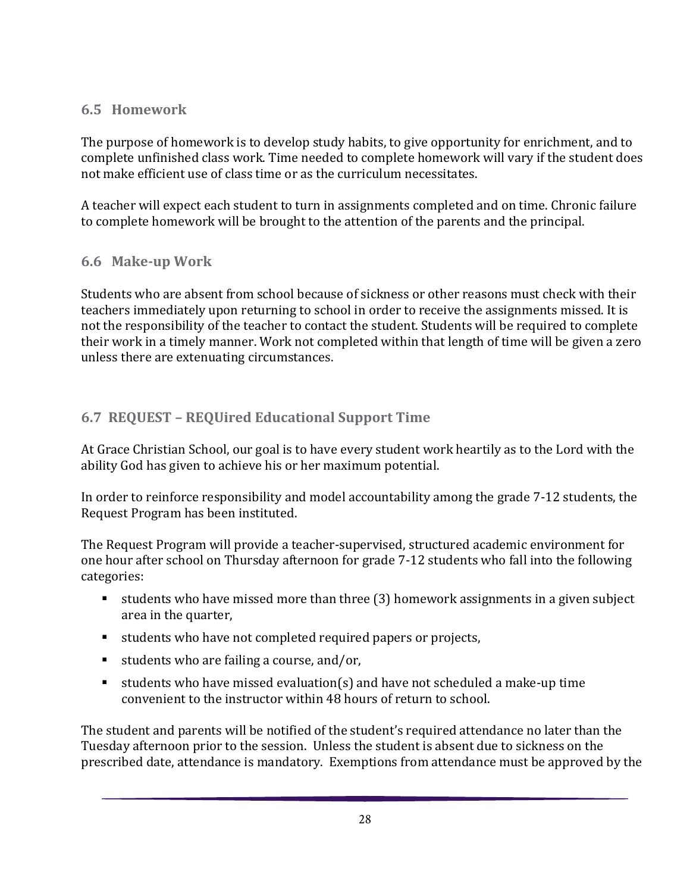### 6.5 Homework

The purpose of homework is to develop study habits, to give opportunity for enrichment, and to complete unfinished class work. Time needed to complete homework will vary if the student does not make efficient use of class time or as the curriculum necessitates.

A teacher will expect each student to turn in assignments completed and on time. Chronic failure to complete homework will be brought to the attention of the parents and the principal.

### 6.6 Make-up Work

Students who are absent from school because of sickness or other reasons must check with their teachers immediately upon returning to school in order to receive the assignments missed. It is not the responsibility of the teacher to contact the student. Students will be required to complete their work in a timely manner. Work not completed within that length of time will be given a zero unless there are extenuating circumstances.

### 6.7 REQUEST – REQUired Educational Support Time

At Grace Christian School, our goal is to have every student work heartily as to the Lord with the ability God has given to achieve his or her maximum potential.

In order to reinforce responsibility and model accountability among the grade 7-12 students, the Request Program has been instituted.

The Request Program will provide a teacher-supervised, structured academic environment for one hour after school on Thursday afternoon for grade 7-12 students who fall into the following categories:

- students who have missed more than three (3) homework assignments in a given subject area in the quarter,
- students who have not completed required papers or projects,
- students who are failing a course, and/or,
- students who have missed evaluation(s) and have not scheduled a make-up time convenient to the instructor within 48 hours of return to school.

The student and parents will be notified of the student's required attendance no later than the Tuesday afternoon prior to the session. Unless the student is absent due to sickness on the prescribed date, attendance is mandatory. Exemptions from attendance must be approved by the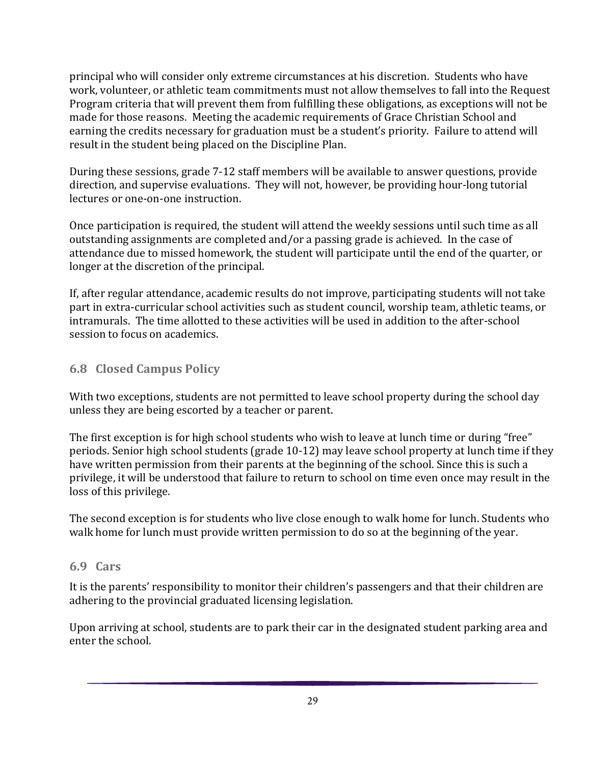principal who will consider only extreme circumstances at his discretion. Students who have work, volunteer, or athletic team commitments must not allow themselves to fall into the Request Program criteria that will prevent them from fulfilling these obligations, as exceptions will not be made for those reasons. Meeting the academic requirements of Grace Christian School and earning the credits necessary for graduation must be a student's priority. Failure to attend will result in the student being placed on the Discipline Plan.

During these sessions, grade 7-12 staff members will be available to answer questions, provide direction, and supervise evaluations. They will not, however, be providing hour-long tutorial lectures or one-on-one instruction.

Once participation is required, the student will attend the weekly sessions until such time as all outstanding assignments are completed and/or a passing grade is achieved. In the case of attendance due to missed homework, the student will participate until the end of the quarter, or longer at the discretion of the principal.

If, after regular attendance, academic results do not improve, participating students will not take part in extra-curricular school activities such as student council, worship team, athletic teams, or intramurals. The time allotted to these activities will be used in addition to the after-school session to focus on academics.

## 6.8 Closed Campus Policy

With two exceptions, students are not permitted to leave school property during the school day unless they are being escorted by a teacher or parent.

The first exception is for high school students who wish to leave at lunch time or during "free" periods. Senior high school students (grade 10-12) may leave school property at lunch time if they have written permission from their parents at the beginning of the school. Since this is such a privilege, it will be understood that failure to return to school on time even once may result in the loss of this privilege.

The second exception is for students who live close enough to walk home for lunch. Students who walk home for lunch must provide written permission to do so at the beginning of the year.

## 6.9 Cars

It is the parents' responsibility to monitor their children's passengers and that their children are adhering to the provincial graduated licensing legislation.

Upon arriving at school, students are to park their car in the designated student parking area and enter the school.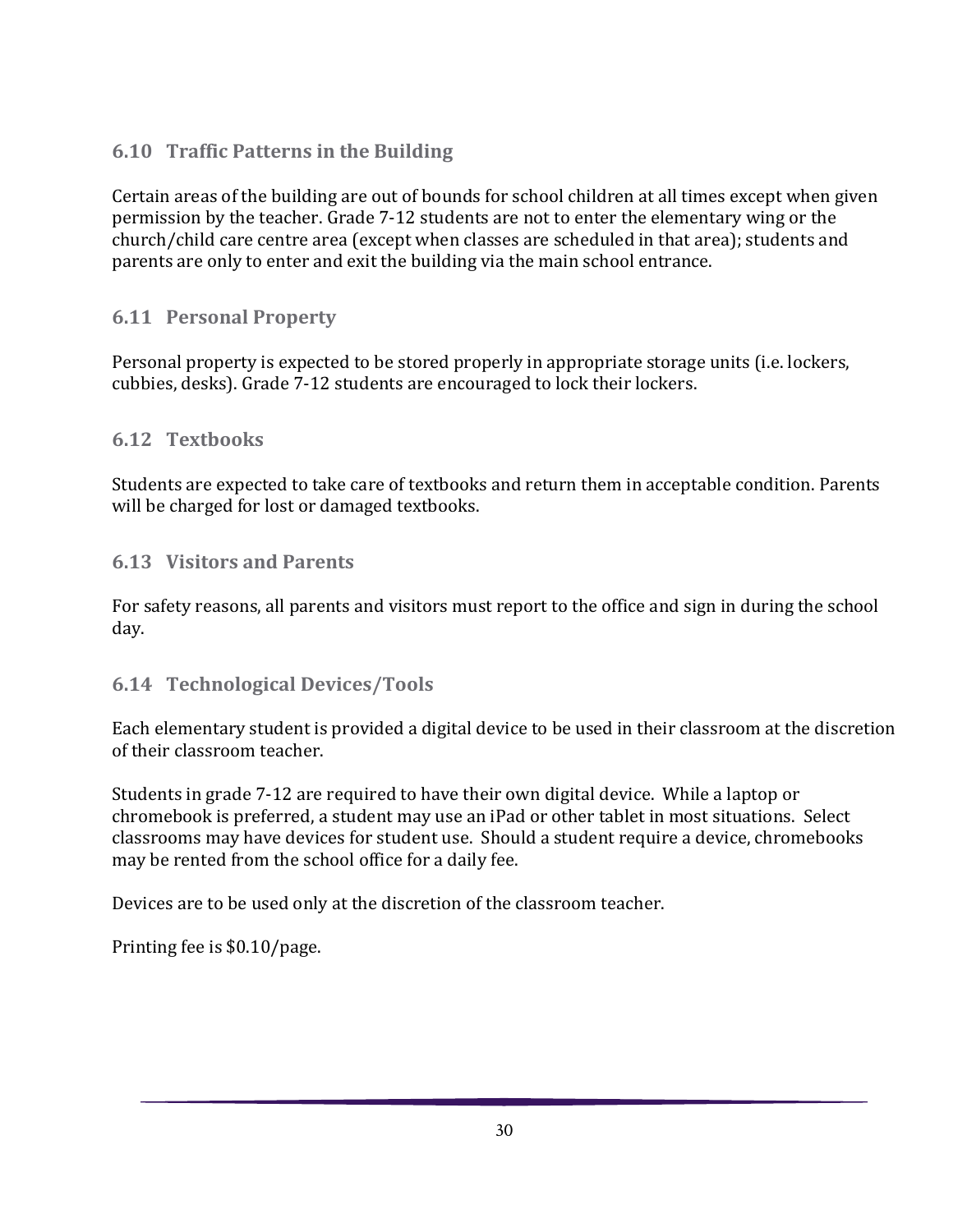### 6.10 Traffic Patterns in the Building

Certain areas of the building are out of bounds for school children at all times except when given permission by the teacher. Grade 7-12 students are not to enter the elementary wing or the church/child care centre area (except when classes are scheduled in that area); students and parents are only to enter and exit the building via the main school entrance.

### 6.11 Personal Property

Personal property is expected to be stored properly in appropriate storage units (i.e. lockers, cubbies, desks). Grade 7-12 students are encouraged to lock their lockers.

### 6.12 Textbooks

Students are expected to take care of textbooks and return them in acceptable condition. Parents will be charged for lost or damaged textbooks.

### 6.13 Visitors and Parents

For safety reasons, all parents and visitors must report to the office and sign in during the school day.

### 6.14 Technological Devices/Tools

Each elementary student is provided a digital device to be used in their classroom at the discretion of their classroom teacher.

Students in grade 7-12 are required to have their own digital device. While a laptop or chromebook is preferred, a student may use an iPad or other tablet in most situations. Select classrooms may have devices for student use. Should a student require a device, chromebooks may be rented from the school office for a daily fee.

Devices are to be used only at the discretion of the classroom teacher.

Printing fee is $0.10/page.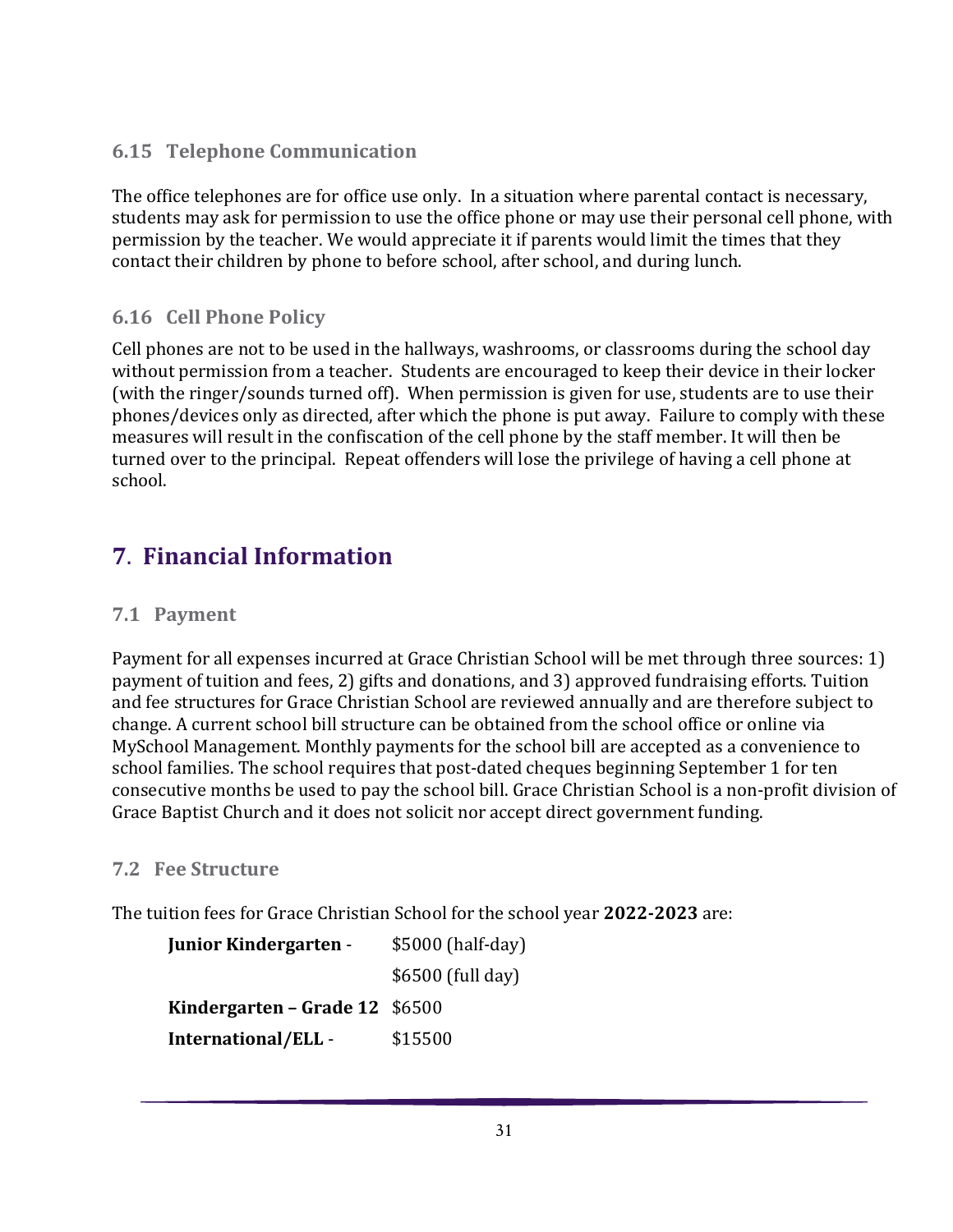### 6.15 Telephone Communication

The office telephones are for office use only. In a situation where parental contact is necessary, students may ask for permission to use the office phone or may use their personal cell phone, with permission by the teacher. We would appreciate it if parents would limit the times that they contact their children by phone to before school, after school, and during lunch.

### 6.16 Cell Phone Policy

Cell phones are not to be used in the hallways, washrooms, or classrooms during the school day without permission from a teacher. Students are encouraged to keep their device in their locker (with the ringer/sounds turned off). When permission is given for use, students are to use their phones/devices only as directed, after which the phone is put away. Failure to comply with these measures will result in the confiscation of the cell phone by the staff member. It will then be turned over to the principal. Repeat offenders will lose the privilege of having a cell phone at school.

## 7. Financial Information

### 7.1 Payment

Payment for all expenses incurred at Grace Christian School will be met through three sources: 1) payment of tuition and fees, 2) gifts and donations, and 3) approved fundraising efforts. Tuition and fee structures for Grace Christian School are reviewed annually and are therefore subject to change. A current school bill structure can be obtained from the school office or online via MySchool Management. Monthly payments for the school bill are accepted as a convenience to school families. The school requires that post-dated cheques beginning September 1 for ten consecutive months be used to pay the school bill. Grace Christian School is a non-profit division of Grace Baptist Church and it does not solicit nor accept direct government funding.

### 7.2 Fee Structure

The tuition fees for Grace Christian School for the school year **2022-2023** are:

| | |
|---|---|
| **Junior Kindergarten** - | $5000 (half-day) |
| | $6500 (full day) |
| **Kindergarten – Grade 12** | $6500 |
| **International/ELL** - | $15500 |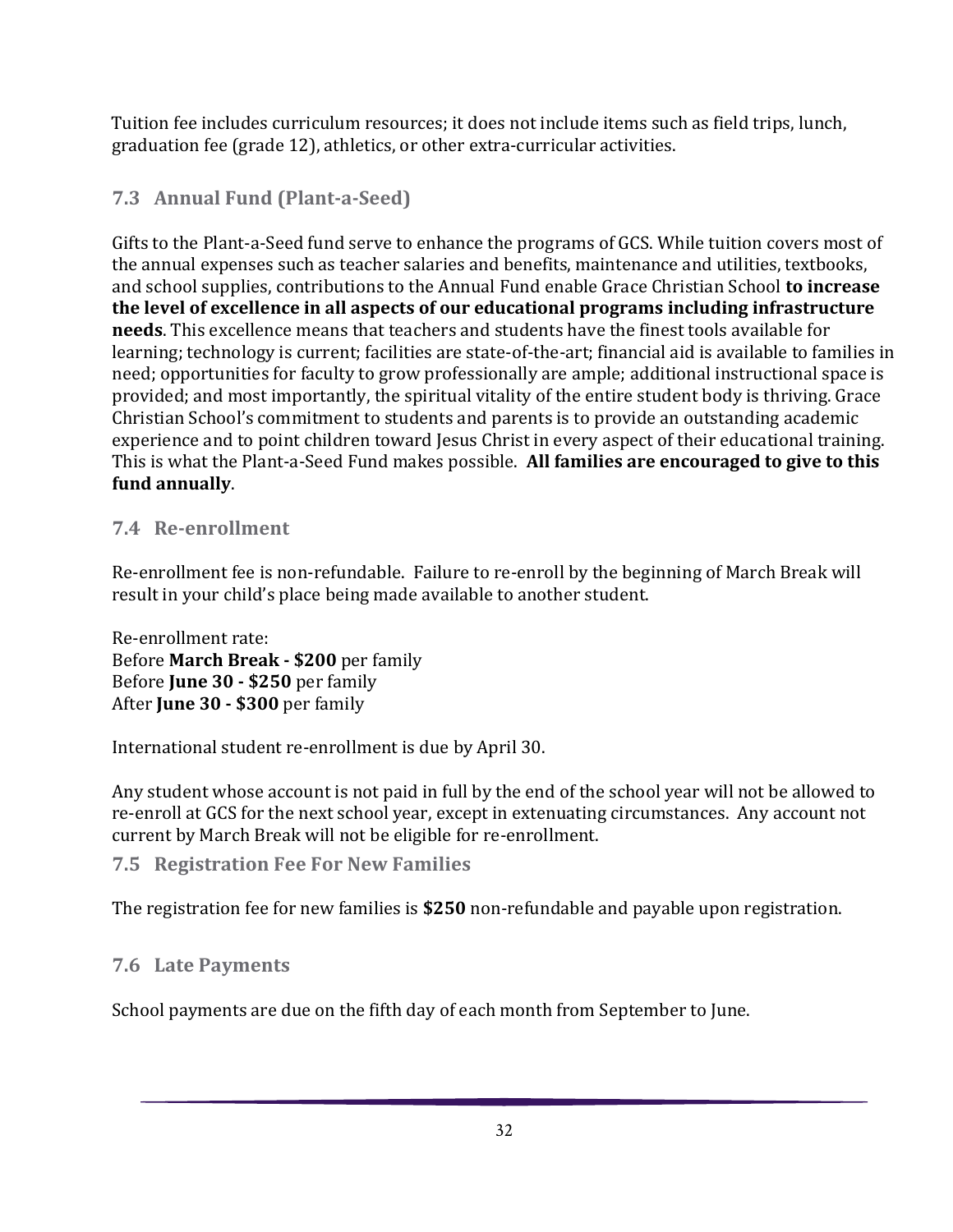Tuition fee includes curriculum resources; it does not include items such as field trips, lunch, graduation fee (grade 12), athletics, or other extra-curricular activities.

### 7.3 Annual Fund (Plant-a-Seed)

Gifts to the Plant-a-Seed fund serve to enhance the programs of GCS. While tuition covers most of the annual expenses such as teacher salaries and benefits, maintenance and utilities, textbooks, and school supplies, contributions to the Annual Fund enable Grace Christian School **to increase the level of excellence in all aspects of our educational programs including infrastructure needs**. This excellence means that teachers and students have the finest tools available for learning; technology is current; facilities are state-of-the-art; financial aid is available to families in need; opportunities for faculty to grow professionally are ample; additional instructional space is provided; and most importantly, the spiritual vitality of the entire student body is thriving. Grace Christian School's commitment to students and parents is to provide an outstanding academic experience and to point children toward Jesus Christ in every aspect of their educational training. This is what the Plant-a-Seed Fund makes possible. **All families are encouraged to give to this fund annually**.

### 7.4 Re-enrollment

Re-enrollment fee is non-refundable. Failure to re-enroll by the beginning of March Break will result in your child's place being made available to another student.

Re-enrollment rate:
Before **March Break - $200** per family
Before **June 30 - $250** per family
After **June 30 - $300** per family

International student re-enrollment is due by April 30.

Any student whose account is not paid in full by the end of the school year will not be allowed to re-enroll at GCS for the next school year, except in extenuating circumstances. Any account not current by March Break will not be eligible for re-enrollment.

### 7.5 Registration Fee For New Families

The registration fee for new families is **$250** non-refundable and payable upon registration.

### 7.6 Late Payments

School payments are due on the fifth day of each month from September to June.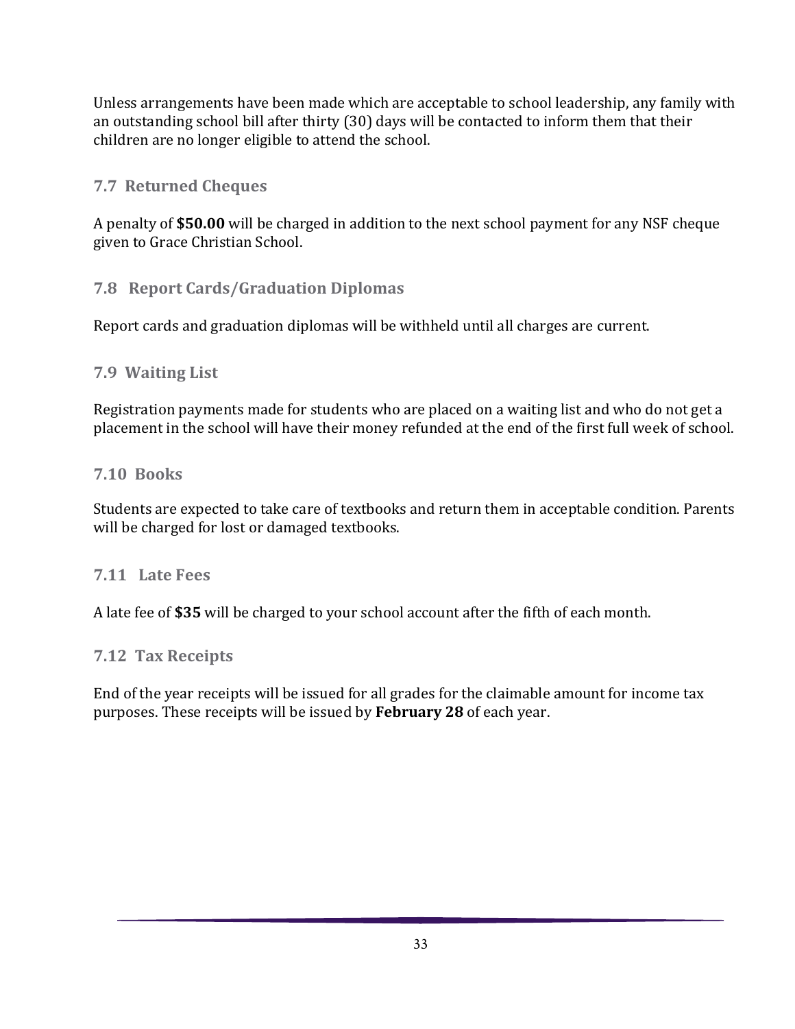Unless arrangements have been made which are acceptable to school leadership, any family with an outstanding school bill after thirty (30) days will be contacted to inform them that their children are no longer eligible to attend the school.

### 7.7 Returned Cheques

A penalty of **$50.00** will be charged in addition to the next school payment for any NSF cheque given to Grace Christian School.

### 7.8 Report Cards/Graduation Diplomas

Report cards and graduation diplomas will be withheld until all charges are current.

### 7.9 Waiting List

Registration payments made for students who are placed on a waiting list and who do not get a placement in the school will have their money refunded at the end of the first full week of school.

### 7.10 Books

Students are expected to take care of textbooks and return them in acceptable condition. Parents will be charged for lost or damaged textbooks.

### 7.11 Late Fees

A late fee of **$35** will be charged to your school account after the fifth of each month.

### 7.12 Tax Receipts

End of the year receipts will be issued for all grades for the claimable amount for income tax purposes. These receipts will be issued by **February 28** of each year.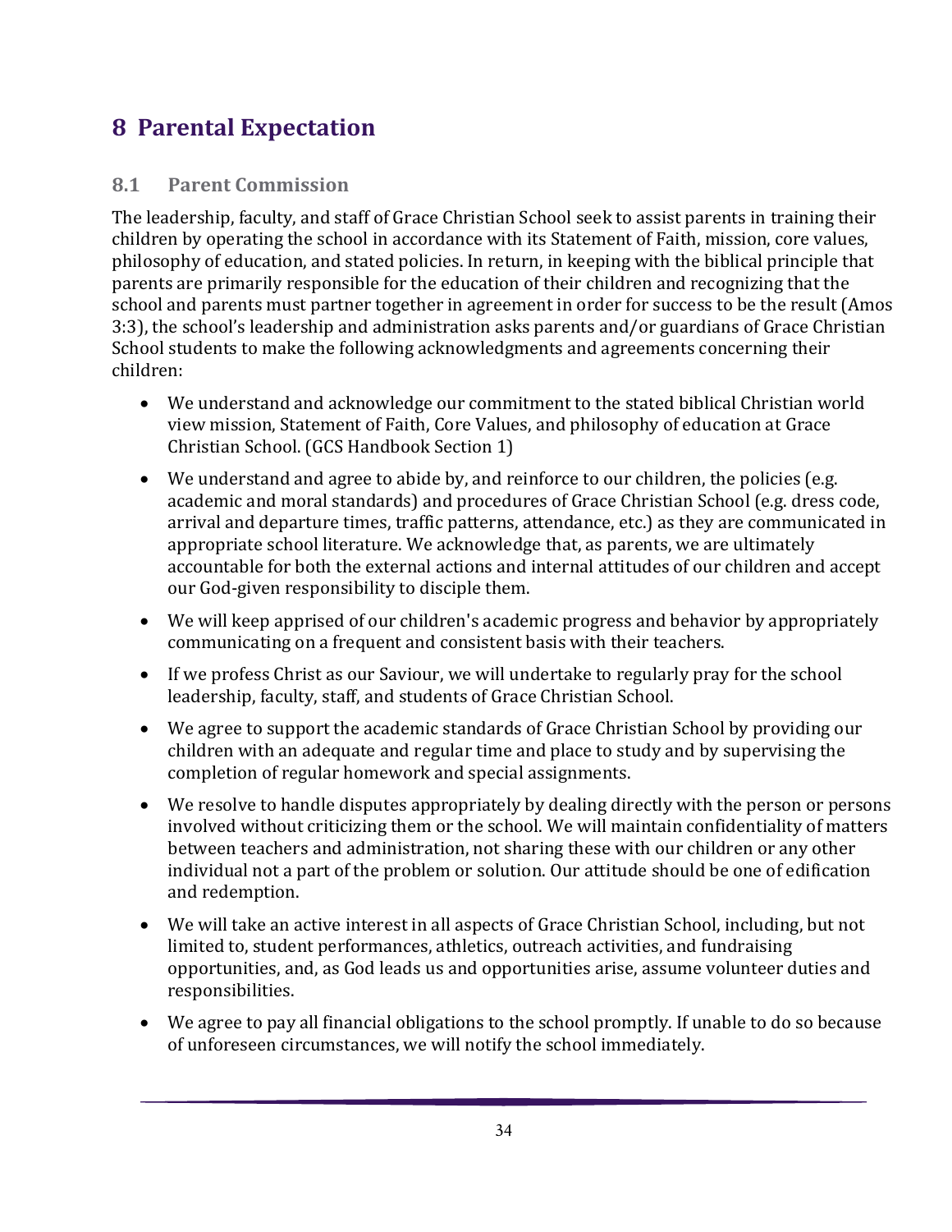# 8 Parental Expectation

## 8.1 Parent Commission

The leadership, faculty, and staff of Grace Christian School seek to assist parents in training their children by operating the school in accordance with its Statement of Faith, mission, core values, philosophy of education, and stated policies. In return, in keeping with the biblical principle that parents are primarily responsible for the education of their children and recognizing that the school and parents must partner together in agreement in order for success to be the result (Amos 3:3), the school's leadership and administration asks parents and/or guardians of Grace Christian School students to make the following acknowledgments and agreements concerning their children:

- We understand and acknowledge our commitment to the stated biblical Christian world view mission, Statement of Faith, Core Values, and philosophy of education at Grace Christian School. (GCS Handbook Section 1)
- We understand and agree to abide by, and reinforce to our children, the policies (e.g. academic and moral standards) and procedures of Grace Christian School (e.g. dress code, arrival and departure times, traffic patterns, attendance, etc.) as they are communicated in appropriate school literature. We acknowledge that, as parents, we are ultimately accountable for both the external actions and internal attitudes of our children and accept our God-given responsibility to disciple them.
- We will keep apprised of our children's academic progress and behavior by appropriately communicating on a frequent and consistent basis with their teachers.
- If we profess Christ as our Saviour, we will undertake to regularly pray for the school leadership, faculty, staff, and students of Grace Christian School.
- We agree to support the academic standards of Grace Christian School by providing our children with an adequate and regular time and place to study and by supervising the completion of regular homework and special assignments.
- We resolve to handle disputes appropriately by dealing directly with the person or persons involved without criticizing them or the school. We will maintain confidentiality of matters between teachers and administration, not sharing these with our children or any other individual not a part of the problem or solution. Our attitude should be one of edification and redemption.
- We will take an active interest in all aspects of Grace Christian School, including, but not limited to, student performances, athletics, outreach activities, and fundraising opportunities, and, as God leads us and opportunities arise, assume volunteer duties and responsibilities.
- We agree to pay all financial obligations to the school promptly. If unable to do so because of unforeseen circumstances, we will notify the school immediately.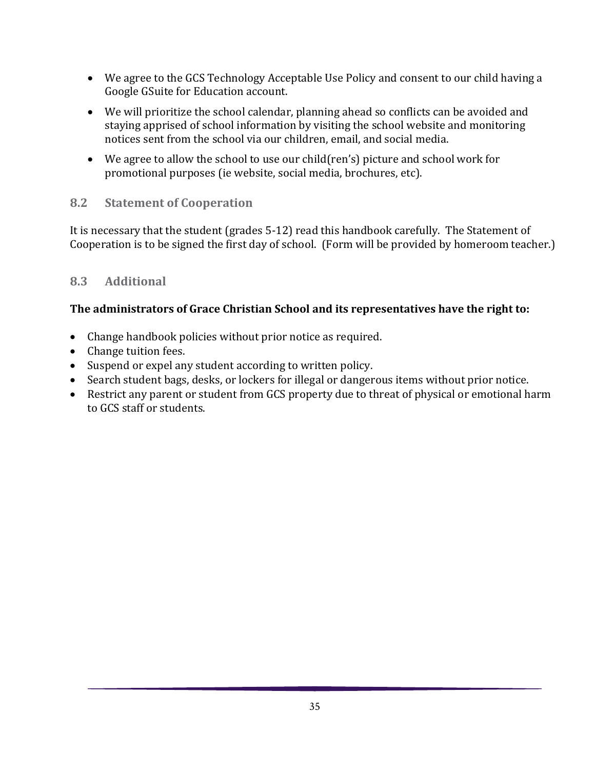- We agree to the GCS Technology Acceptable Use Policy and consent to our child having a Google GSuite for Education account.
- We will prioritize the school calendar, planning ahead so conflicts can be avoided and staying apprised of school information by visiting the school website and monitoring notices sent from the school via our children, email, and social media.
- We agree to allow the school to use our child(ren's) picture and school work for promotional purposes (ie website, social media, brochures, etc).

## 8.2 Statement of Cooperation

It is necessary that the student (grades 5-12) read this handbook carefully. The Statement of Cooperation is to be signed the first day of school. (Form will be provided by homeroom teacher.)

## 8.3 Additional

**The administrators of Grace Christian School and its representatives have the right to:**

- Change handbook policies without prior notice as required.
- Change tuition fees.
- Suspend or expel any student according to written policy.
- Search student bags, desks, or lockers for illegal or dangerous items without prior notice.
- Restrict any parent or student from GCS property due to threat of physical or emotional harm to GCS staff or students.